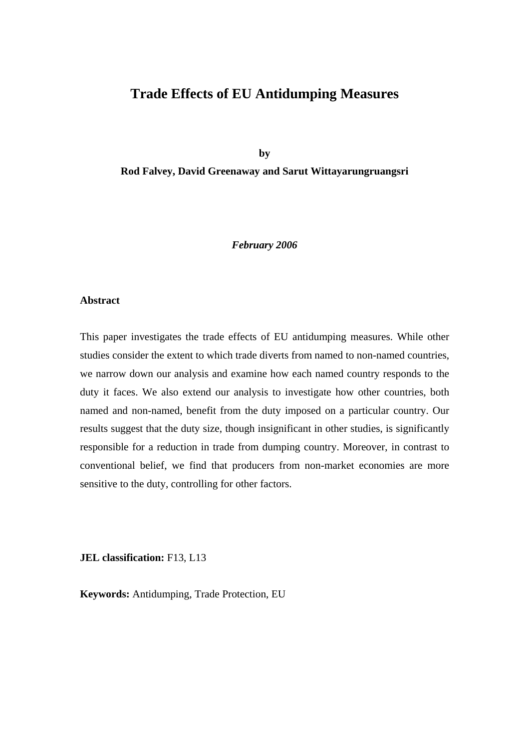# Trade Effects of EU Antidumping Measures

**by**

**Rod Falvey, David Greenaway and Sarut Wittayarungruangsri**

***February 2006***

**Abstract**

This paper investigates the trade effects of EU antidumping measures. While other studies consider the extent to which trade diverts from named to non-named countries, we narrow down our analysis and examine how each named country responds to the duty it faces. We also extend our analysis to investigate how other countries, both named and non-named, benefit from the duty imposed on a particular country. Our results suggest that the duty size, though insignificant in other studies, is significantly responsible for a reduction in trade from dumping country. Moreover, in contrast to conventional belief, we find that producers from non-market economies are more sensitive to the duty, controlling for other factors.

**JEL classification:** F13, L13

**Keywords:** Antidumping, Trade Protection, EU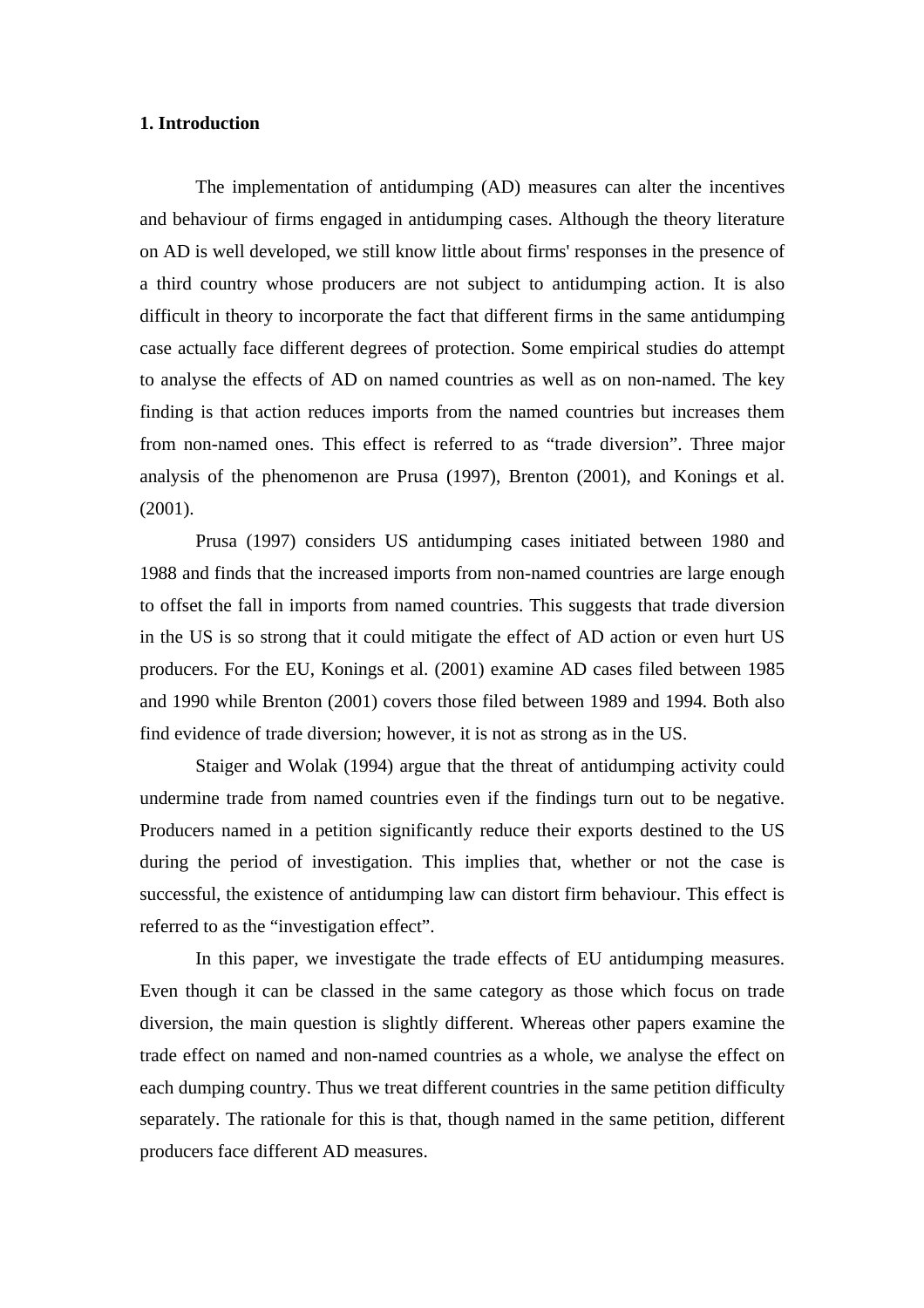## 1. Introduction

The implementation of antidumping (AD) measures can alter the incentives and behaviour of firms engaged in antidumping cases. Although the theory literature on AD is well developed, we still know little about firms' responses in the presence of a third country whose producers are not subject to antidumping action. It is also difficult in theory to incorporate the fact that different firms in the same antidumping case actually face different degrees of protection. Some empirical studies do attempt to analyse the effects of AD on named countries as well as on non-named. The key finding is that action reduces imports from the named countries but increases them from non-named ones. This effect is referred to as "trade diversion". Three major analysis of the phenomenon are Prusa (1997), Brenton (2001), and Konings et al. (2001).

Prusa (1997) considers US antidumping cases initiated between 1980 and 1988 and finds that the increased imports from non-named countries are large enough to offset the fall in imports from named countries. This suggests that trade diversion in the US is so strong that it could mitigate the effect of AD action or even hurt US producers. For the EU, Konings et al. (2001) examine AD cases filed between 1985 and 1990 while Brenton (2001) covers those filed between 1989 and 1994. Both also find evidence of trade diversion; however, it is not as strong as in the US.

Staiger and Wolak (1994) argue that the threat of antidumping activity could undermine trade from named countries even if the findings turn out to be negative. Producers named in a petition significantly reduce their exports destined to the US during the period of investigation. This implies that, whether or not the case is successful, the existence of antidumping law can distort firm behaviour. This effect is referred to as the "investigation effect".

In this paper, we investigate the trade effects of EU antidumping measures. Even though it can be classed in the same category as those which focus on trade diversion, the main question is slightly different. Whereas other papers examine the trade effect on named and non-named countries as a whole, we analyse the effect on each dumping country. Thus we treat different countries in the same petition difficulty separately. The rationale for this is that, though named in the same petition, different producers face different AD measures.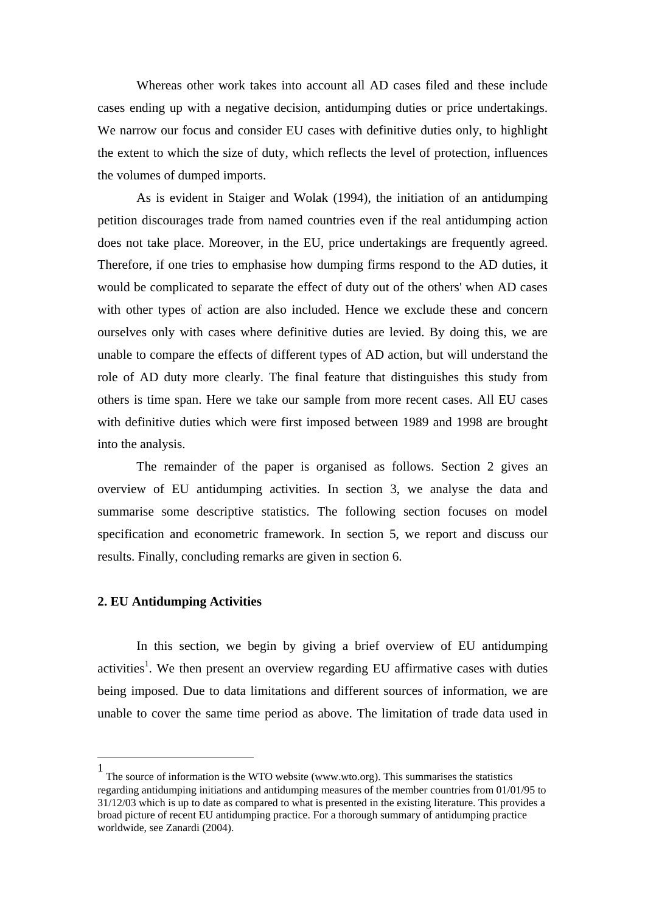Whereas other work takes into account all AD cases filed and these include cases ending up with a negative decision, antidumping duties or price undertakings. We narrow our focus and consider EU cases with definitive duties only, to highlight the extent to which the size of duty, which reflects the level of protection, influences the volumes of dumped imports.

As is evident in Staiger and Wolak (1994), the initiation of an antidumping petition discourages trade from named countries even if the real antidumping action does not take place. Moreover, in the EU, price undertakings are frequently agreed. Therefore, if one tries to emphasise how dumping firms respond to the AD duties, it would be complicated to separate the effect of duty out of the others' when AD cases with other types of action are also included. Hence we exclude these and concern ourselves only with cases where definitive duties are levied. By doing this, we are unable to compare the effects of different types of AD action, but will understand the role of AD duty more clearly. The final feature that distinguishes this study from others is time span. Here we take our sample from more recent cases. All EU cases with definitive duties which were first imposed between 1989 and 1998 are brought into the analysis.

The remainder of the paper is organised as follows. Section 2 gives an overview of EU antidumping activities. In section 3, we analyse the data and summarise some descriptive statistics. The following section focuses on model specification and econometric framework. In section 5, we report and discuss our results. Finally, concluding remarks are given in section 6.

## 2. EU Antidumping Activities

In this section, we begin by giving a brief overview of EU antidumping activities[1]. We then present an overview regarding EU affirmative cases with duties being imposed. Due to data limitations and different sources of information, we are unable to cover the same time period as above. The limitation of trade data used in

---

[1] The source of information is the WTO website (www.wto.org). This summarises the statistics regarding antidumping initiations and antidumping measures of the member countries from 01/01/95 to 31/12/03 which is up to date as compared to what is presented in the existing literature. This provides a broad picture of recent EU antidumping practice. For a thorough summary of antidumping practice worldwide, see Zanardi (2004).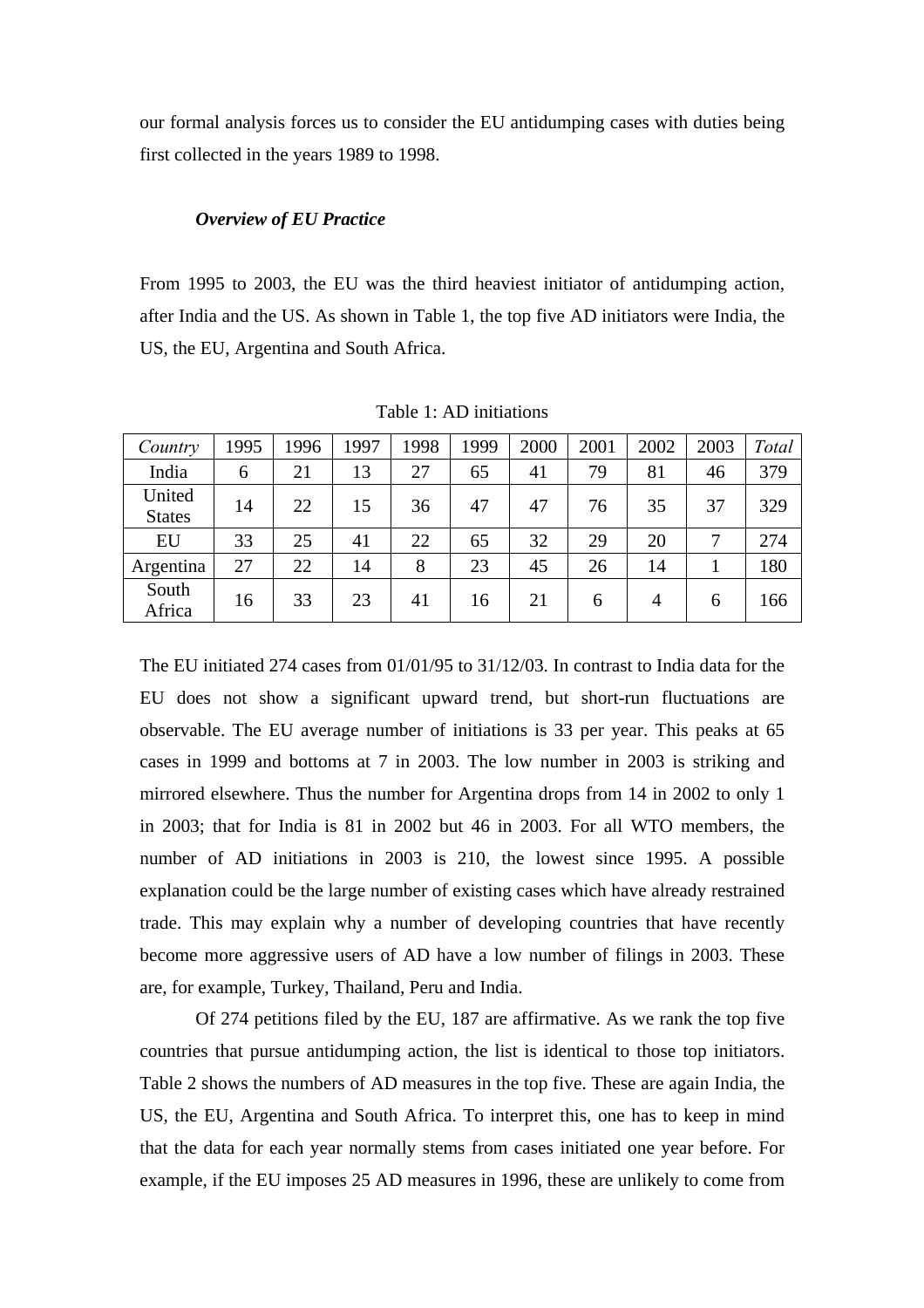our formal analysis forces us to consider the EU antidumping cases with duties being first collected in the years 1989 to 1998.

### *Overview of EU Practice*

From 1995 to 2003, the EU was the third heaviest initiator of antidumping action, after India and the US. As shown in Table 1, the top five AD initiators were India, the US, the EU, Argentina and South Africa.

Table 1: AD initiations

| *Country* | 1995 | 1996 | 1997 | 1998 | 1999 | 2000 | 2001 | 2002 | 2003 | *Total* |
|---|---|---|---|---|---|---|---|---|---|---|
| India | 6 | 21 | 13 | 27 | 65 | 41 | 79 | 81 | 46 | 379 |
| United States | 14 | 22 | 15 | 36 | 47 | 47 | 76 | 35 | 37 | 329 |
| EU | 33 | 25 | 41 | 22 | 65 | 32 | 29 | 20 | 7 | 274 |
| Argentina | 27 | 22 | 14 | 8 | 23 | 45 | 26 | 14 | 1 | 180 |
| South Africa | 16 | 33 | 23 | 41 | 16 | 21 | 6 | 4 | 6 | 166 |

The EU initiated 274 cases from 01/01/95 to 31/12/03. In contrast to India data for the EU does not show a significant upward trend, but short-run fluctuations are observable. The EU average number of initiations is 33 per year. This peaks at 65 cases in 1999 and bottoms at 7 in 2003. The low number in 2003 is striking and mirrored elsewhere. Thus the number for Argentina drops from 14 in 2002 to only 1 in 2003; that for India is 81 in 2002 but 46 in 2003. For all WTO members, the number of AD initiations in 2003 is 210, the lowest since 1995. A possible explanation could be the large number of existing cases which have already restrained trade. This may explain why a number of developing countries that have recently become more aggressive users of AD have a low number of filings in 2003. These are, for example, Turkey, Thailand, Peru and India.

Of 274 petitions filed by the EU, 187 are affirmative. As we rank the top five countries that pursue antidumping action, the list is identical to those top initiators. Table 2 shows the numbers of AD measures in the top five. These are again India, the US, the EU, Argentina and South Africa. To interpret this, one has to keep in mind that the data for each year normally stems from cases initiated one year before. For example, if the EU imposes 25 AD measures in 1996, these are unlikely to come from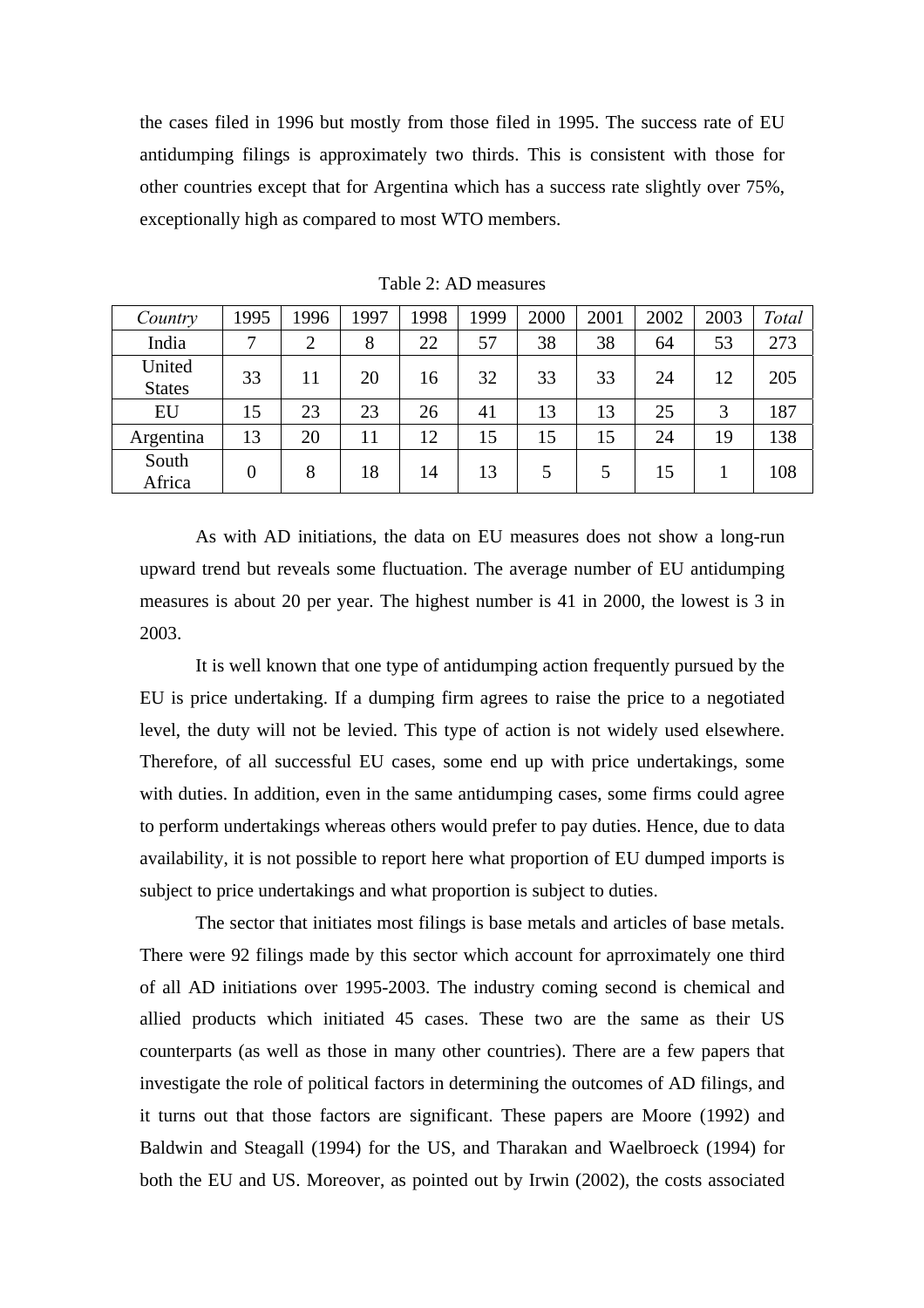the cases filed in 1996 but mostly from those filed in 1995. The success rate of EU antidumping filings is approximately two thirds. This is consistent with those for other countries except that for Argentina which has a success rate slightly over 75%, exceptionally high as compared to most WTO members.

Table 2: AD measures

| *Country* | 1995 | 1996 | 1997 | 1998 | 1999 | 2000 | 2001 | 2002 | 2003 | *Total* |
|---|---|---|---|---|---|---|---|---|---|---|
| India | 7 | 2 | 8 | 22 | 57 | 38 | 38 | 64 | 53 | 273 |
| United States | 33 | 11 | 20 | 16 | 32 | 33 | 33 | 24 | 12 | 205 |
| EU | 15 | 23 | 23 | 26 | 41 | 13 | 13 | 25 | 3 | 187 |
| Argentina | 13 | 20 | 11 | 12 | 15 | 15 | 15 | 24 | 19 | 138 |
| South Africa | 0 | 8 | 18 | 14 | 13 | 5 | 5 | 15 | 1 | 108 |

As with AD initiations, the data on EU measures does not show a long-run upward trend but reveals some fluctuation. The average number of EU antidumping measures is about 20 per year. The highest number is 41 in 2000, the lowest is 3 in 2003.

It is well known that one type of antidumping action frequently pursued by the EU is price undertaking. If a dumping firm agrees to raise the price to a negotiated level, the duty will not be levied. This type of action is not widely used elsewhere. Therefore, of all successful EU cases, some end up with price undertakings, some with duties. In addition, even in the same antidumping cases, some firms could agree to perform undertakings whereas others would prefer to pay duties. Hence, due to data availability, it is not possible to report here what proportion of EU dumped imports is subject to price undertakings and what proportion is subject to duties.

The sector that initiates most filings is base metals and articles of base metals. There were 92 filings made by this sector which account for aprroximately one third of all AD initiations over 1995-2003. The industry coming second is chemical and allied products which initiated 45 cases. These two are the same as their US counterparts (as well as those in many other countries). There are a few papers that investigate the role of political factors in determining the outcomes of AD filings, and it turns out that those factors are significant. These papers are Moore (1992) and Baldwin and Steagall (1994) for the US, and Tharakan and Waelbroeck (1994) for both the EU and US. Moreover, as pointed out by Irwin (2002), the costs associated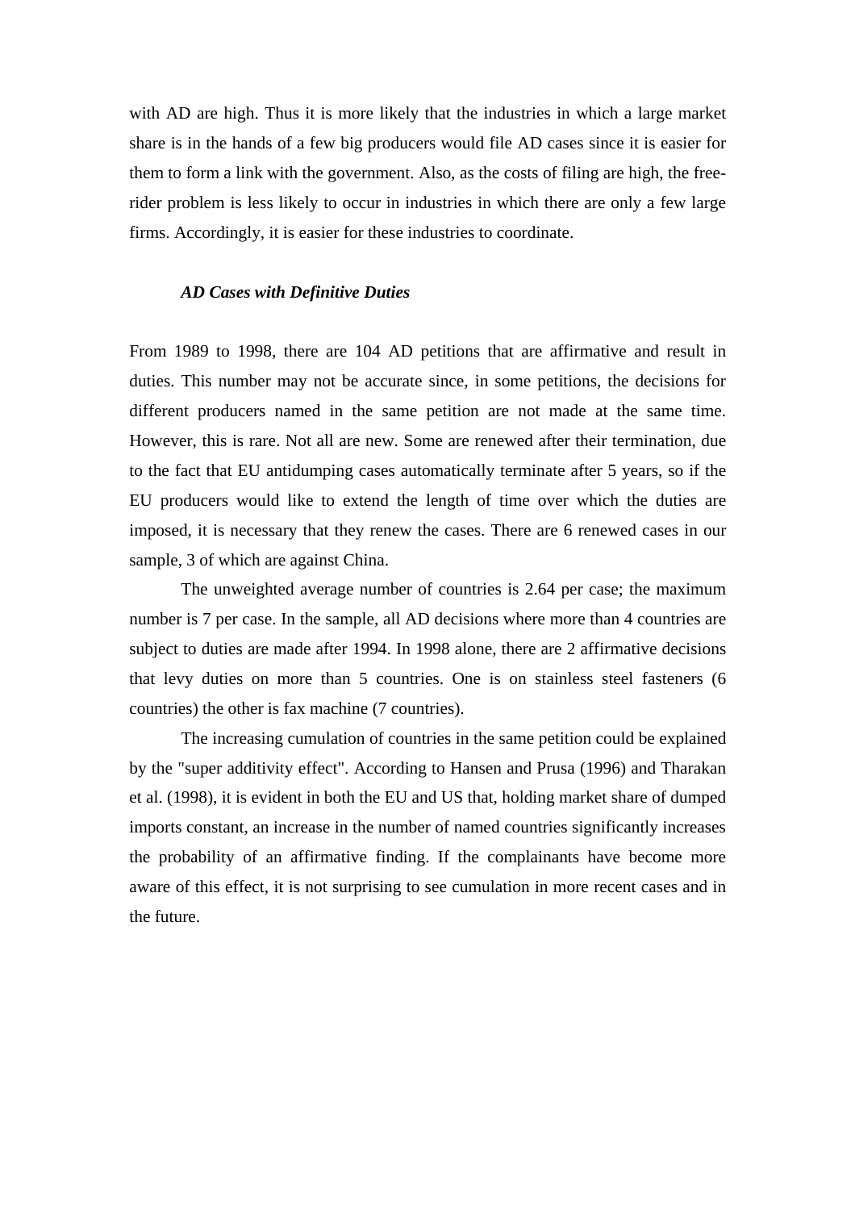with AD are high. Thus it is more likely that the industries in which a large market share is in the hands of a few big producers would file AD cases since it is easier for them to form a link with the government. Also, as the costs of filing are high, the free-rider problem is less likely to occur in industries in which there are only a few large firms. Accordingly, it is easier for these industries to coordinate.

### *AD Cases with Definitive Duties*

From 1989 to 1998, there are 104 AD petitions that are affirmative and result in duties. This number may not be accurate since, in some petitions, the decisions for different producers named in the same petition are not made at the same time. However, this is rare. Not all are new. Some are renewed after their termination, due to the fact that EU antidumping cases automatically terminate after 5 years, so if the EU producers would like to extend the length of time over which the duties are imposed, it is necessary that they renew the cases. There are 6 renewed cases in our sample, 3 of which are against China.

The unweighted average number of countries is 2.64 per case; the maximum number is 7 per case. In the sample, all AD decisions where more than 4 countries are subject to duties are made after 1994. In 1998 alone, there are 2 affirmative decisions that levy duties on more than 5 countries. One is on stainless steel fasteners (6 countries) the other is fax machine (7 countries).

The increasing cumulation of countries in the same petition could be explained by the "super additivity effect". According to Hansen and Prusa (1996) and Tharakan et al. (1998), it is evident in both the EU and US that, holding market share of dumped imports constant, an increase in the number of named countries significantly increases the probability of an affirmative finding. If the complainants have become more aware of this effect, it is not surprising to see cumulation in more recent cases and in the future.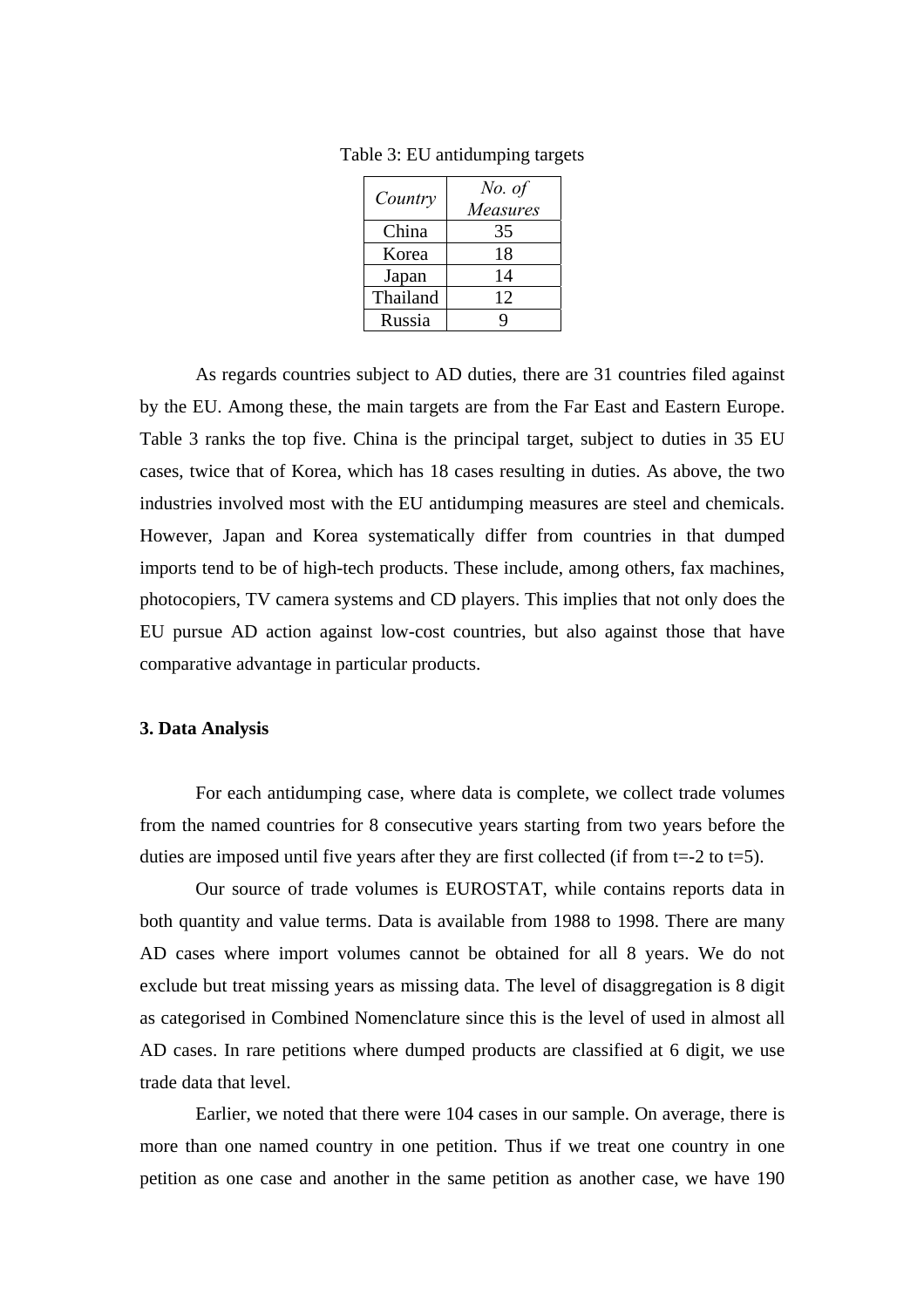Table 3: EU antidumping targets

| *Country* | *No. of Measures* |
|---|---|
| China | 35 |
| Korea | 18 |
| Japan | 14 |
| Thailand | 12 |
| Russia | 9 |

As regards countries subject to AD duties, there are 31 countries filed against by the EU. Among these, the main targets are from the Far East and Eastern Europe. Table 3 ranks the top five. China is the principal target, subject to duties in 35 EU cases, twice that of Korea, which has 18 cases resulting in duties. As above, the two industries involved most with the EU antidumping measures are steel and chemicals. However, Japan and Korea systematically differ from countries in that dumped imports tend to be of high-tech products. These include, among others, fax machines, photocopiers, TV camera systems and CD players. This implies that not only does the EU pursue AD action against low-cost countries, but also against those that have comparative advantage in particular products.

**3. Data Analysis**

For each antidumping case, where data is complete, we collect trade volumes from the named countries for 8 consecutive years starting from two years before the duties are imposed until five years after they are first collected (if from t=-2 to t=5).

Our source of trade volumes is EUROSTAT, while contains reports data in both quantity and value terms. Data is available from 1988 to 1998. There are many AD cases where import volumes cannot be obtained for all 8 years. We do not exclude but treat missing years as missing data. The level of disaggregation is 8 digit as categorised in Combined Nomenclature since this is the level of used in almost all AD cases. In rare petitions where dumped products are classified at 6 digit, we use trade data that level.

Earlier, we noted that there were 104 cases in our sample. On average, there is more than one named country in one petition. Thus if we treat one country in one petition as one case and another in the same petition as another case, we have 190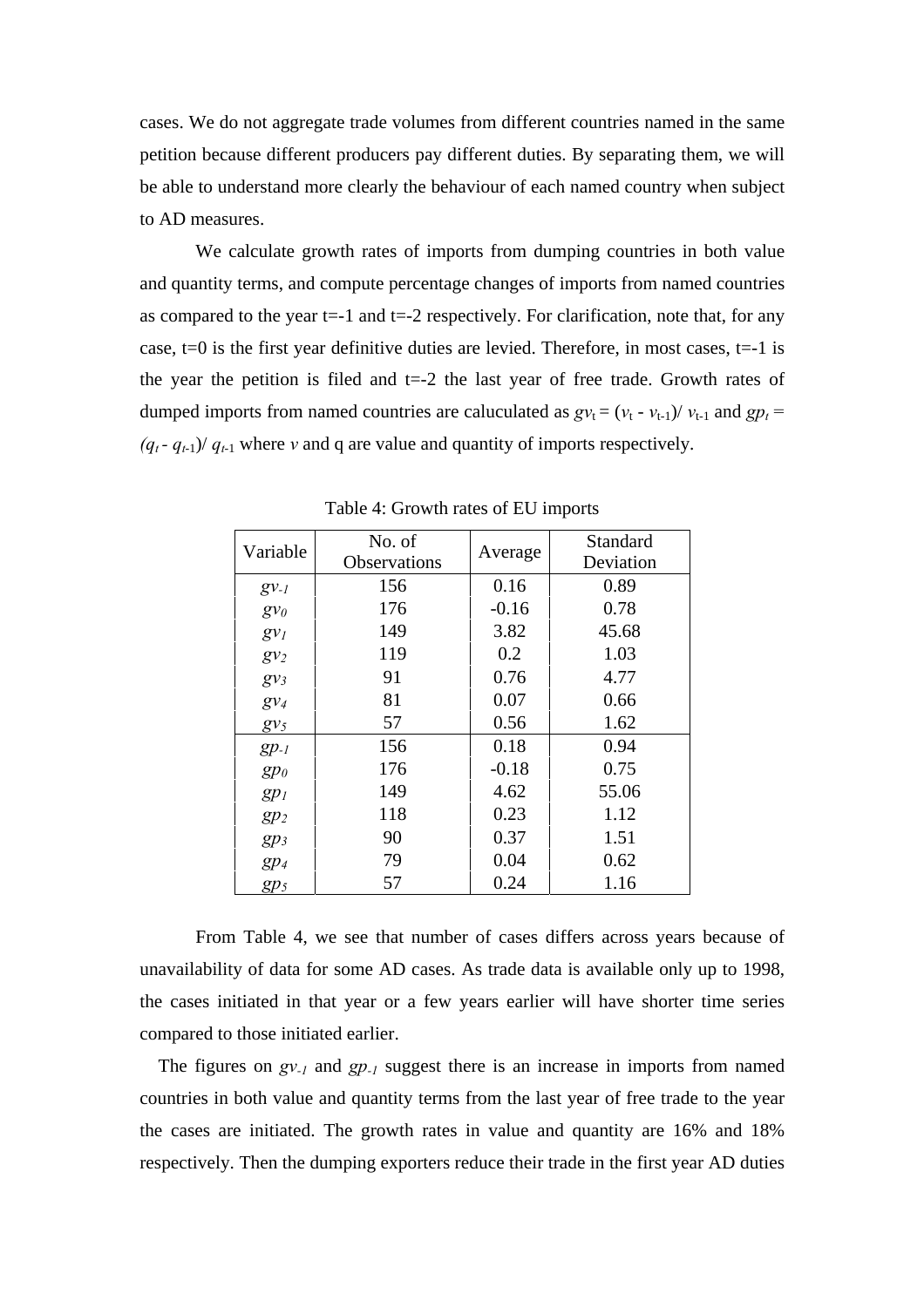cases. We do not aggregate trade volumes from different countries named in the same petition because different producers pay different duties. By separating them, we will be able to understand more clearly the behaviour of each named country when subject to AD measures.

We calculate growth rates of imports from dumping countries in both value and quantity terms, and compute percentage changes of imports from named countries as compared to the year t=-1 and t=-2 respectively. For clarification, note that, for any case, t=0 is the first year definitive duties are levied. Therefore, in most cases, t=-1 is the year the petition is filed and t=-2 the last year of free trade. Growth rates of dumped imports from named countries are caluculated as $gv_t = (v_t - v_{t-1})/ v_{t-1}$ and $gp_t = (q_t - q_{t-1})/ q_{t-1}$ where $v$ and q are value and quantity of imports respectively.

Table 4: Growth rates of EU imports

| Variable | No. of Observations | Average | Standard Deviation |
|---|---|---|---|
| $gv_{-1}$ | 156 | 0.16 | 0.89 |
| $gv_0$ | 176 | -0.16 | 0.78 |
| $gv_1$ | 149 | 3.82 | 45.68 |
| $gv_2$ | 119 | 0.2 | 1.03 |
| $gv_3$ | 91 | 0.76 | 4.77 |
| $gv_4$ | 81 | 0.07 | 0.66 |
| $gv_5$ | 57 | 0.56 | 1.62 |
| $gp_{-1}$ | 156 | 0.18 | 0.94 |
| $gp_0$ | 176 | -0.18 | 0.75 |
| $gp_1$ | 149 | 4.62 | 55.06 |
| $gp_2$ | 118 | 0.23 | 1.12 |
| $gp_3$ | 90 | 0.37 | 1.51 |
| $gp_4$ | 79 | 0.04 | 0.62 |
| $gp_5$ | 57 | 0.24 | 1.16 |

From Table 4, we see that number of cases differs across years because of unavailability of data for some AD cases. As trade data is available only up to 1998, the cases initiated in that year or a few years earlier will have shorter time series compared to those initiated earlier.

The figures on $gv_{-1}$ and $gp_{-1}$ suggest there is an increase in imports from named countries in both value and quantity terms from the last year of free trade to the year the cases are initiated. The growth rates in value and quantity are 16% and 18% respectively. Then the dumping exporters reduce their trade in the first year AD duties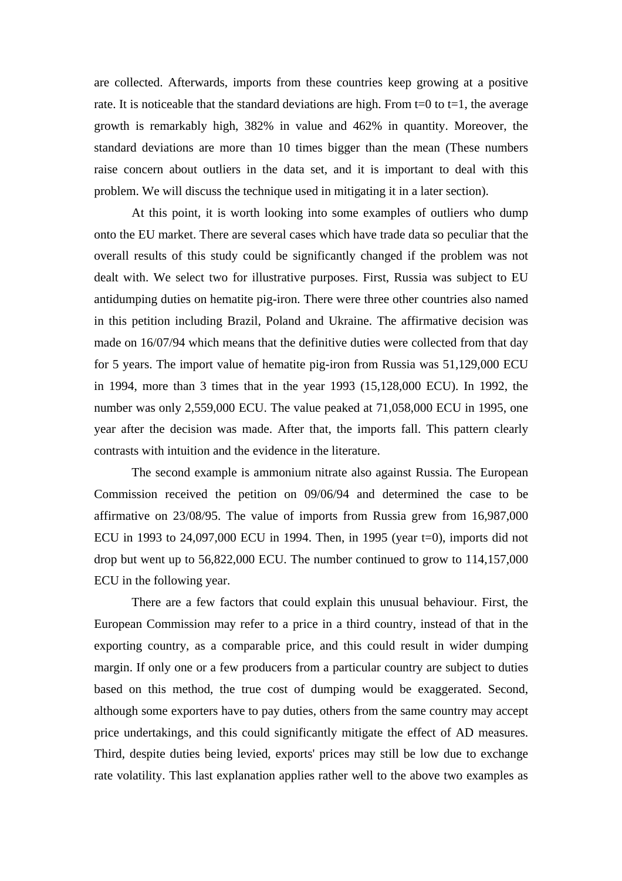are collected. Afterwards, imports from these countries keep growing at a positive rate. It is noticeable that the standard deviations are high. From t=0 to t=1, the average growth is remarkably high, 382% in value and 462% in quantity. Moreover, the standard deviations are more than 10 times bigger than the mean (These numbers raise concern about outliers in the data set, and it is important to deal with this problem. We will discuss the technique used in mitigating it in a later section).

At this point, it is worth looking into some examples of outliers who dump onto the EU market. There are several cases which have trade data so peculiar that the overall results of this study could be significantly changed if the problem was not dealt with. We select two for illustrative purposes. First, Russia was subject to EU antidumping duties on hematite pig-iron. There were three other countries also named in this petition including Brazil, Poland and Ukraine. The affirmative decision was made on 16/07/94 which means that the definitive duties were collected from that day for 5 years. The import value of hematite pig-iron from Russia was 51,129,000 ECU in 1994, more than 3 times that in the year 1993 (15,128,000 ECU). In 1992, the number was only 2,559,000 ECU. The value peaked at 71,058,000 ECU in 1995, one year after the decision was made. After that, the imports fall. This pattern clearly contrasts with intuition and the evidence in the literature.

The second example is ammonium nitrate also against Russia. The European Commission received the petition on 09/06/94 and determined the case to be affirmative on 23/08/95. The value of imports from Russia grew from 16,987,000 ECU in 1993 to 24,097,000 ECU in 1994. Then, in 1995 (year t=0), imports did not drop but went up to 56,822,000 ECU. The number continued to grow to 114,157,000 ECU in the following year.

There are a few factors that could explain this unusual behaviour. First, the European Commission may refer to a price in a third country, instead of that in the exporting country, as a comparable price, and this could result in wider dumping margin. If only one or a few producers from a particular country are subject to duties based on this method, the true cost of dumping would be exaggerated. Second, although some exporters have to pay duties, others from the same country may accept price undertakings, and this could significantly mitigate the effect of AD measures. Third, despite duties being levied, exports' prices may still be low due to exchange rate volatility. This last explanation applies rather well to the above two examples as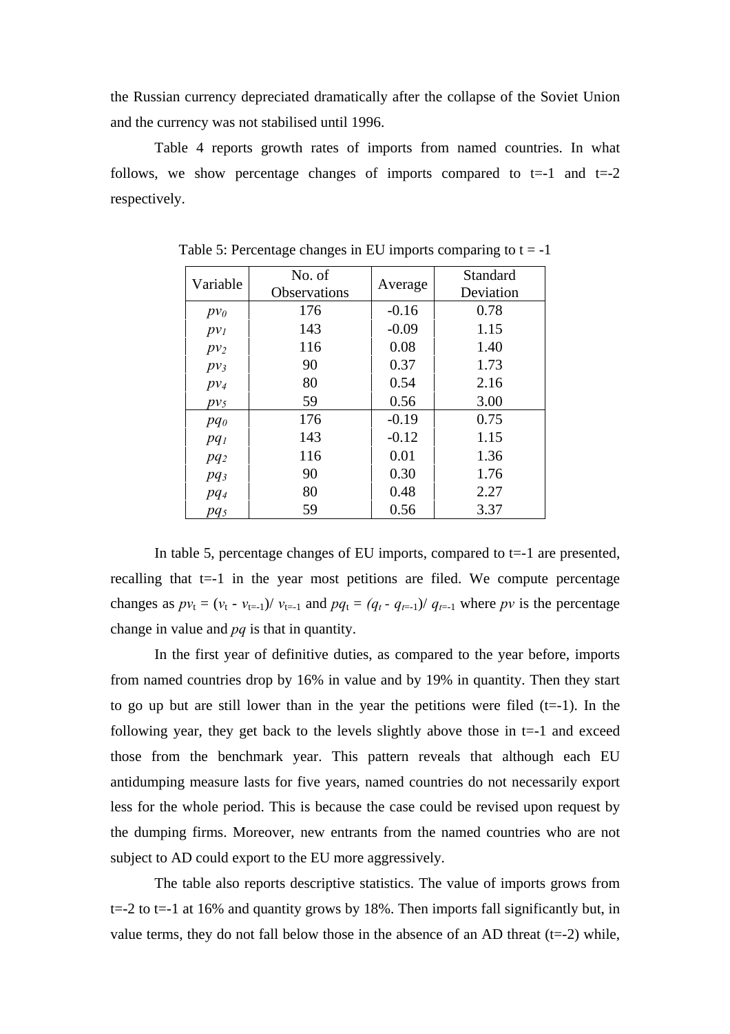the Russian currency depreciated dramatically after the collapse of the Soviet Union and the currency was not stabilised until 1996.

Table 4 reports growth rates of imports from named countries. In what follows, we show percentage changes of imports compared to t=-1 and t=-2 respectively.

Table 5: Percentage changes in EU imports comparing to t = -1

| Variable | No. of Observations | Average | Standard Deviation |
|---|---|---|---|
| $pv_0$ | 176 | -0.16 | 0.78 |
| $pv_1$ | 143 | -0.09 | 1.15 |
| $pv_2$ | 116 | 0.08 | 1.40 |
| $pv_3$ | 90 | 0.37 | 1.73 |
| $pv_4$ | 80 | 0.54 | 2.16 |
| $pv_5$ | 59 | 0.56 | 3.00 |
| $pq_0$ | 176 | -0.19 | 0.75 |
| $pq_1$ | 143 | -0.12 | 1.15 |
| $pq_2$ | 116 | 0.01 | 1.36 |
| $pq_3$ | 90 | 0.30 | 1.76 |
| $pq_4$ | 80 | 0.48 | 2.27 |
| $pq_5$ | 59 | 0.56 | 3.37 |

In table 5, percentage changes of EU imports, compared to t=-1 are presented, recalling that t=-1 in the year most petitions are filed. We compute percentage changes as $pv_t = (v_t - v_{t=-1})/ v_{t=-1}$ and $pq_t = (q_t - q_{t=-1})/ q_{t=-1}$ where $pv$ is the percentage change in value and $pq$ is that in quantity.

In the first year of definitive duties, as compared to the year before, imports from named countries drop by 16% in value and by 19% in quantity. Then they start to go up but are still lower than in the year the petitions were filed (t=-1). In the following year, they get back to the levels slightly above those in t=-1 and exceed those from the benchmark year. This pattern reveals that although each EU antidumping measure lasts for five years, named countries do not necessarily export less for the whole period. This is because the case could be revised upon request by the dumping firms. Moreover, new entrants from the named countries who are not subject to AD could export to the EU more aggressively.

The table also reports descriptive statistics. The value of imports grows from t=-2 to t=-1 at 16% and quantity grows by 18%. Then imports fall significantly but, in value terms, they do not fall below those in the absence of an AD threat (t=-2) while,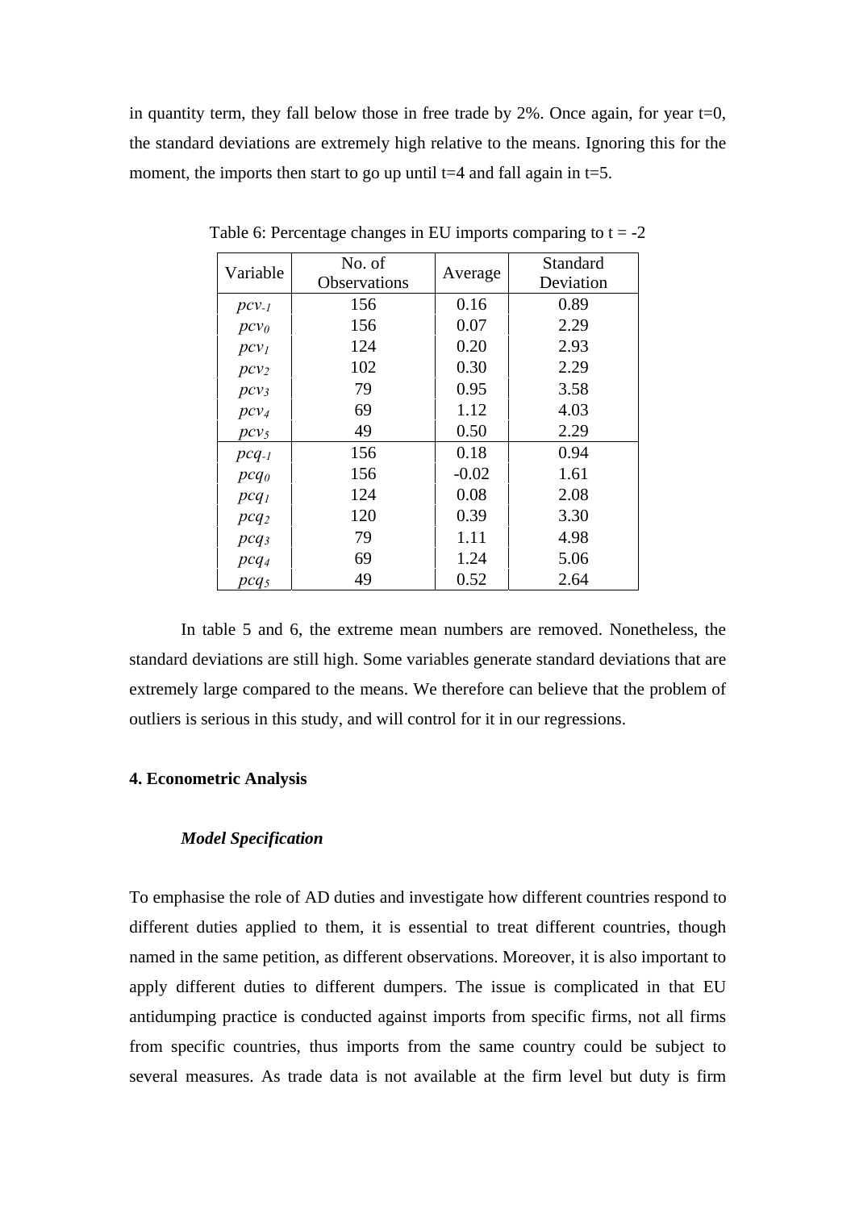in quantity term, they fall below those in free trade by 2%. Once again, for year t=0, the standard deviations are extremely high relative to the means. Ignoring this for the moment, the imports then start to go up until t=4 and fall again in t=5.

Table 6: Percentage changes in EU imports comparing to t = -2

| Variable | No. of Observations | Average | Standard Deviation |
|---|---|---|---|
| $pcv_{-1}$ | 156 | 0.16 | 0.89 |
| $pcv_0$ | 156 | 0.07 | 2.29 |
| $pcv_1$ | 124 | 0.20 | 2.93 |
| $pcv_2$ | 102 | 0.30 | 2.29 |
| $pcv_3$ | 79 | 0.95 | 3.58 |
| $pcv_4$ | 69 | 1.12 | 4.03 |
| $pcv_5$ | 49 | 0.50 | 2.29 |
| $pcq_{-1}$ | 156 | 0.18 | 0.94 |
| $pcq_0$ | 156 | -0.02 | 1.61 |
| $pcq_1$ | 124 | 0.08 | 2.08 |
| $pcq_2$ | 120 | 0.39 | 3.30 |
| $pcq_3$ | 79 | 1.11 | 4.98 |
| $pcq_4$ | 69 | 1.24 | 5.06 |
| $pcq_5$ | 49 | 0.52 | 2.64 |

In table 5 and 6, the extreme mean numbers are removed. Nonetheless, the standard deviations are still high. Some variables generate standard deviations that are extremely large compared to the means. We therefore can believe that the problem of outliers is serious in this study, and will control for it in our regressions.

## 4. Econometric Analysis

### *Model Specification*

To emphasise the role of AD duties and investigate how different countries respond to different duties applied to them, it is essential to treat different countries, though named in the same petition, as different observations. Moreover, it is also important to apply different duties to different dumpers. The issue is complicated in that EU antidumping practice is conducted against imports from specific firms, not all firms from specific countries, thus imports from the same country could be subject to several measures. As trade data is not available at the firm level but duty is firm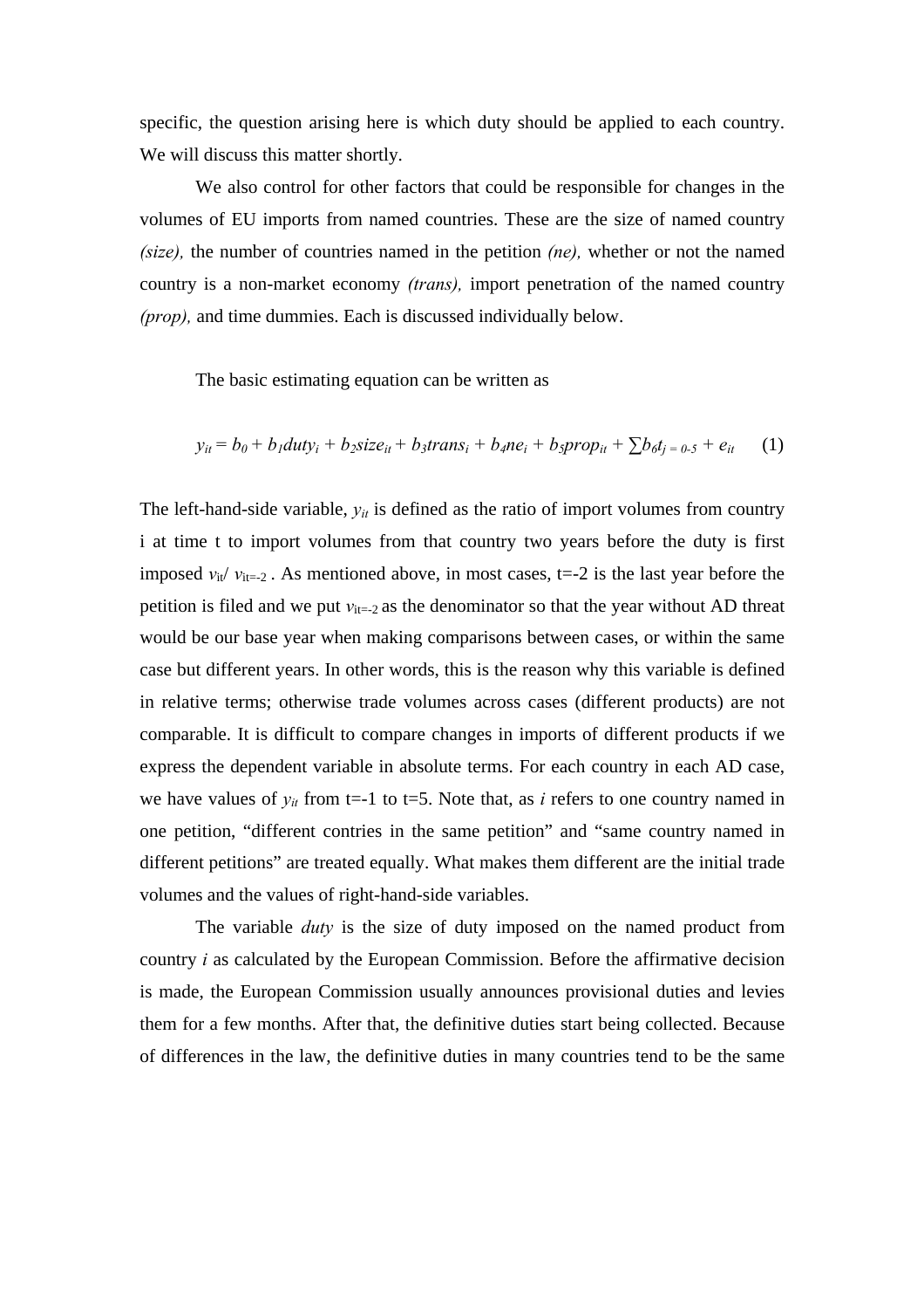specific, the question arising here is which duty should be applied to each country. We will discuss this matter shortly.

We also control for other factors that could be responsible for changes in the volumes of EU imports from named countries. These are the size of named country *(size),* the number of countries named in the petition *(ne),* whether or not the named country is a non-market economy *(trans),* import penetration of the named country *(prop),* and time dummies. Each is discussed individually below.

The basic estimating equation can be written as

$$y_{it} = b_0 + b_1 duty_i + b_2 size_{it} + b_3 trans_i + b_4 ne_i + b_5 prop_{it} + \sum b_6 t_{j=0\text{-}5} + e_{it} \qquad (1)$$

The left-hand-side variable, $y_{it}$ is defined as the ratio of import volumes from country i at time t to import volumes from that country two years before the duty is first imposed $v_{it}/\ v_{it=-2}$ . As mentioned above, in most cases, t=-2 is the last year before the petition is filed and we put $v_{it=-2}$ as the denominator so that the year without AD threat would be our base year when making comparisons between cases, or within the same case but different years. In other words, this is the reason why this variable is defined in relative terms; otherwise trade volumes across cases (different products) are not comparable. It is difficult to compare changes in imports of different products if we express the dependent variable in absolute terms. For each country in each AD case, we have values of $y_{it}$ from t=-1 to t=5. Note that, as $i$ refers to one country named in one petition, "different contries in the same petition" and "same country named in different petitions" are treated equally. What makes them different are the initial trade volumes and the values of right-hand-side variables.

The variable *duty* is the size of duty imposed on the named product from country $i$ as calculated by the European Commission. Before the affirmative decision is made, the European Commission usually announces provisional duties and levies them for a few months. After that, the definitive duties start being collected. Because of differences in the law, the definitive duties in many countries tend to be the same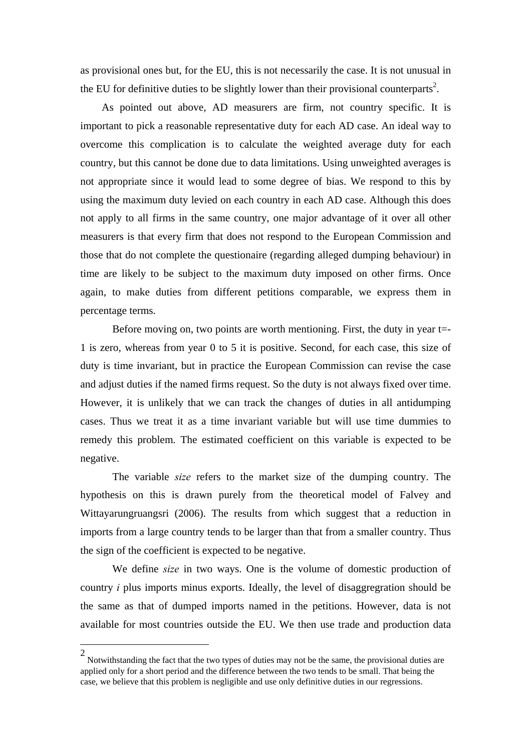as provisional ones but, for the EU, this is not necessarily the case. It is not unusual in the EU for definitive duties to be slightly lower than their provisional counterparts[2].

As pointed out above, AD measurers are firm, not country specific. It is important to pick a reasonable representative duty for each AD case. An ideal way to overcome this complication is to calculate the weighted average duty for each country, but this cannot be done due to data limitations. Using unweighted averages is not appropriate since it would lead to some degree of bias. We respond to this by using the maximum duty levied on each country in each AD case. Although this does not apply to all firms in the same country, one major advantage of it over all other measurers is that every firm that does not respond to the European Commission and those that do not complete the questionaire (regarding alleged dumping behaviour) in time are likely to be subject to the maximum duty imposed on other firms. Once again, to make duties from different petitions comparable, we express them in percentage terms.

Before moving on, two points are worth mentioning. First, the duty in year t=-1 is zero, whereas from year 0 to 5 it is positive. Second, for each case, this size of duty is time invariant, but in practice the European Commission can revise the case and adjust duties if the named firms request. So the duty is not always fixed over time. However, it is unlikely that we can track the changes of duties in all antidumping cases. Thus we treat it as a time invariant variable but will use time dummies to remedy this problem. The estimated coefficient on this variable is expected to be negative.

The variable *size* refers to the market size of the dumping country. The hypothesis on this is drawn purely from the theoretical model of Falvey and Wittayarungruangsri (2006). The results from which suggest that a reduction in imports from a large country tends to be larger than that from a smaller country. Thus the sign of the coefficient is expected to be negative.

We define *size* in two ways. One is the volume of domestic production of country *i* plus imports minus exports. Ideally, the level of disaggregration should be the same as that of dumped imports named in the petitions. However, data is not available for most countries outside the EU. We then use trade and production data

---

[2] Notwithstanding the fact that the two types of duties may not be the same, the provisional duties are applied only for a short period and the difference between the two tends to be small. That being the case, we believe that this problem is negligible and use only definitive duties in our regressions.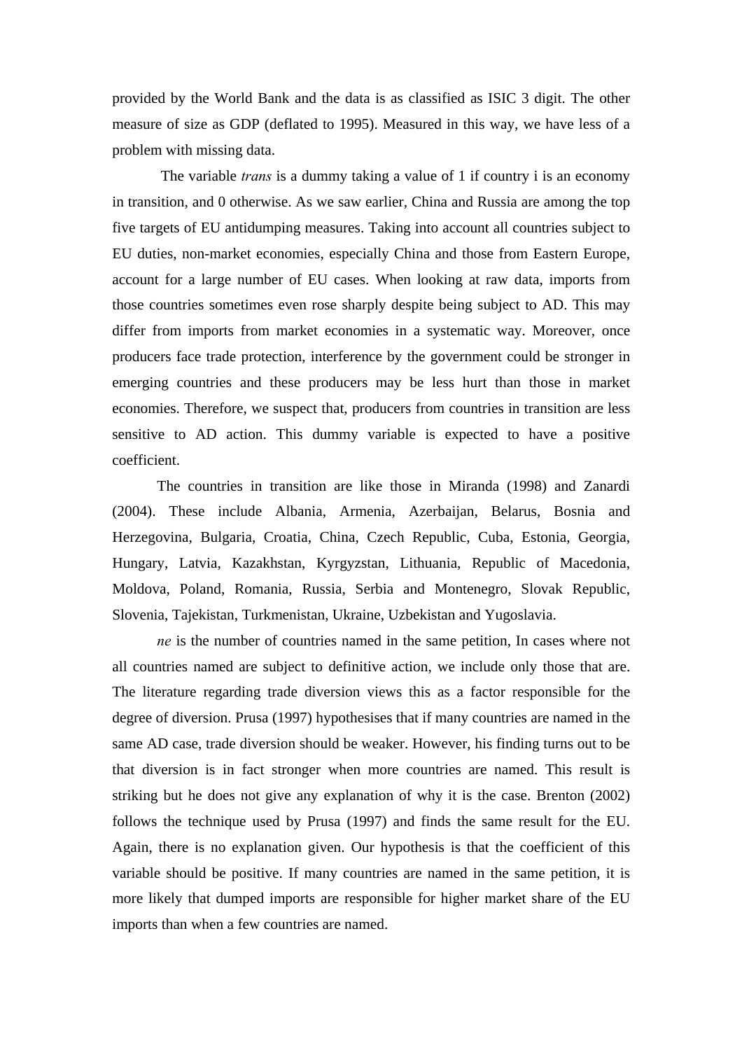provided by the World Bank and the data is as classified as ISIC 3 digit. The other measure of size as GDP (deflated to 1995). Measured in this way, we have less of a problem with missing data.

The variable *trans* is a dummy taking a value of 1 if country i is an economy in transition, and 0 otherwise. As we saw earlier, China and Russia are among the top five targets of EU antidumping measures. Taking into account all countries subject to EU duties, non-market economies, especially China and those from Eastern Europe, account for a large number of EU cases. When looking at raw data, imports from those countries sometimes even rose sharply despite being subject to AD. This may differ from imports from market economies in a systematic way. Moreover, once producers face trade protection, interference by the government could be stronger in emerging countries and these producers may be less hurt than those in market economies. Therefore, we suspect that, producers from countries in transition are less sensitive to AD action. This dummy variable is expected to have a positive coefficient.

The countries in transition are like those in Miranda (1998) and Zanardi (2004). These include Albania, Armenia, Azerbaijan, Belarus, Bosnia and Herzegovina, Bulgaria, Croatia, China, Czech Republic, Cuba, Estonia, Georgia, Hungary, Latvia, Kazakhstan, Kyrgyzstan, Lithuania, Republic of Macedonia, Moldova, Poland, Romania, Russia, Serbia and Montenegro, Slovak Republic, Slovenia, Tajekistan, Turkmenistan, Ukraine, Uzbekistan and Yugoslavia.

*ne* is the number of countries named in the same petition, In cases where not all countries named are subject to definitive action, we include only those that are. The literature regarding trade diversion views this as a factor responsible for the degree of diversion. Prusa (1997) hypothesises that if many countries are named in the same AD case, trade diversion should be weaker. However, his finding turns out to be that diversion is in fact stronger when more countries are named. This result is striking but he does not give any explanation of why it is the case. Brenton (2002) follows the technique used by Prusa (1997) and finds the same result for the EU. Again, there is no explanation given. Our hypothesis is that the coefficient of this variable should be positive. If many countries are named in the same petition, it is more likely that dumped imports are responsible for higher market share of the EU imports than when a few countries are named.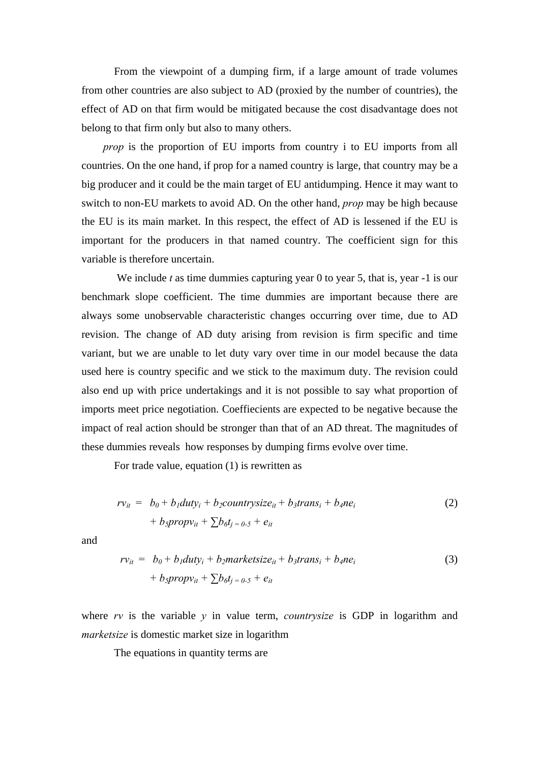From the viewpoint of a dumping firm, if a large amount of trade volumes from other countries are also subject to AD (proxied by the number of countries), the effect of AD on that firm would be mitigated because the cost disadvantage does not belong to that firm only but also to many others.

*prop* is the proportion of EU imports from country i to EU imports from all countries. On the one hand, if prop for a named country is large, that country may be a big producer and it could be the main target of EU antidumping. Hence it may want to switch to non-EU markets to avoid AD. On the other hand, *prop* may be high because the EU is its main market. In this respect, the effect of AD is lessened if the EU is important for the producers in that named country. The coefficient sign for this variable is therefore uncertain.

We include *t* as time dummies capturing year 0 to year 5, that is, year -1 is our benchmark slope coefficient. The time dummies are important because there are always some unobservable characteristic changes occurring over time, due to AD revision. The change of AD duty arising from revision is firm specific and time variant, but we are unable to let duty vary over time in our model because the data used here is country specific and we stick to the maximum duty. The revision could also end up with price undertakings and it is not possible to say what proportion of imports meet price negotiation. Coeffiecients are expected to be negative because the impact of real action should be stronger than that of an AD threat. The magnitudes of these dummies reveals how responses by dumping firms evolve over time.

For trade value, equation (1) is rewritten as

$$rv_{it} = b_0 + b_1 duty_i + b_2 countrysize_{it} + b_3 trans_i + b_4 ne_i + b_5 propv_{it} + \sum b_6 t_{j=0-5} + e_{it} \tag{2}$$

and

$$rv_{it} = b_0 + b_1 duty_i + b_2 marketsize_{it} + b_3 trans_i + b_4 ne_i + b_5 propv_{it} + \sum b_6 t_{j=0-5} + e_{it} \tag{3}$$

where *rv* is the variable *y* in value term, *countrysize* is GDP in logarithm and *marketsize* is domestic market size in logarithm

The equations in quantity terms are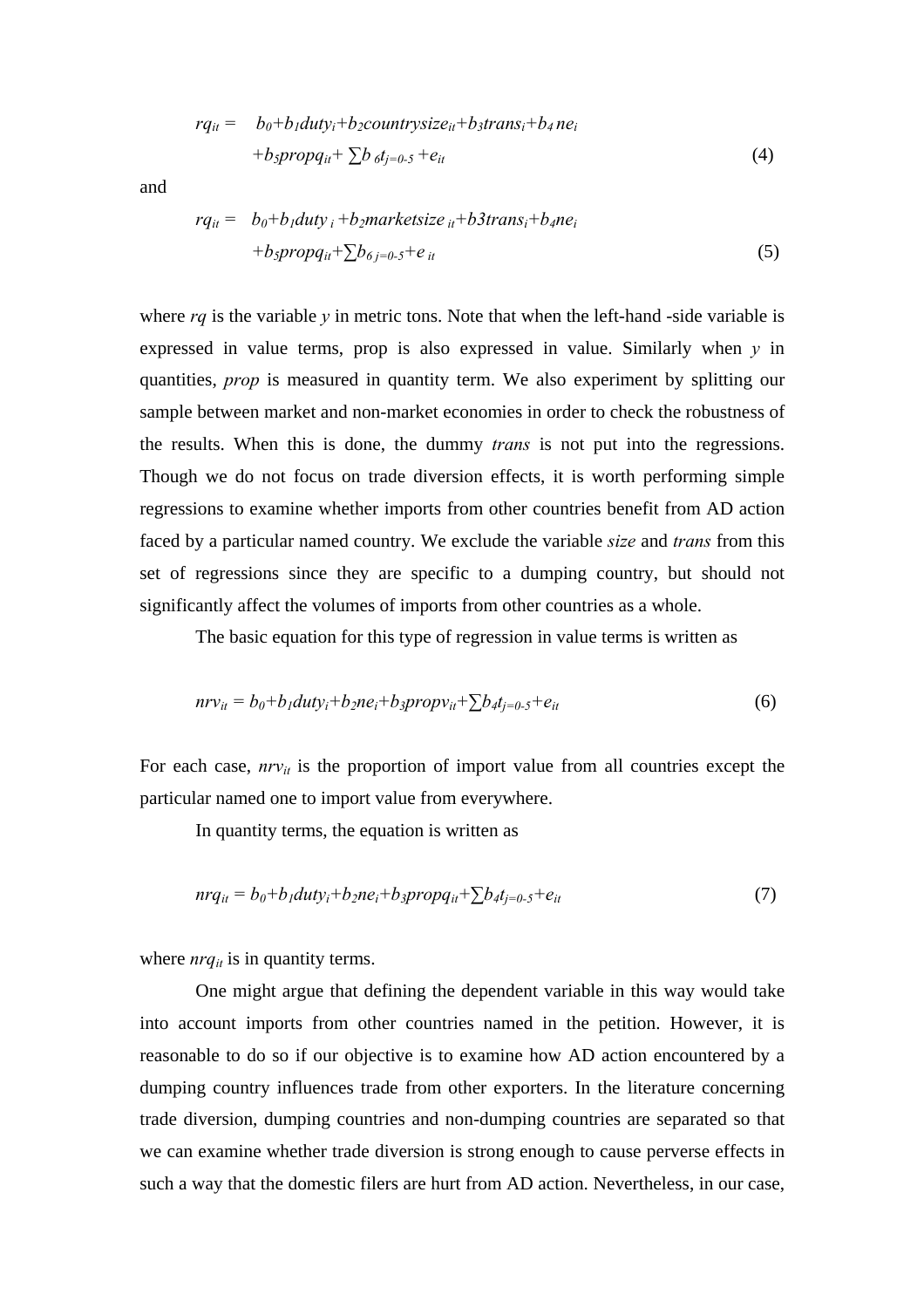$$rq_{it} = b_0+b_1duty_i+b_2countrysize_{it}+b_3trans_i+b_4\,ne_i +b_5propq_{it}+ \sum b_{\,6}t_{j=0\text{-}5} +e_{it} \quad (4)$$

and

$$rq_{it} = b_0+b_1duty_{\,i} +b_2marketsize_{\,it}+b3trans_i+b_4ne_i +b_5propq_{it}+\sum b_{6\,j=0\text{-}5}+e_{\,it} \quad (5)$$

where *rq* is the variable *y* in metric tons. Note that when the left-hand -side variable is expressed in value terms, prop is also expressed in value. Similarly when *y* in quantities, *prop* is measured in quantity term. We also experiment by splitting our sample between market and non-market economies in order to check the robustness of the results. When this is done, the dummy *trans* is not put into the regressions. Though we do not focus on trade diversion effects, it is worth performing simple regressions to examine whether imports from other countries benefit from AD action faced by a particular named country. We exclude the variable *size* and *trans* from this set of regressions since they are specific to a dumping country, but should not significantly affect the volumes of imports from other countries as a whole.

The basic equation for this type of regression in value terms is written as

$$nrv_{it} = b_0+b_1duty_i+b_2ne_i+b_3propv_{it}+\sum b_4t_{j=0\text{-}5}+e_{it} \quad (6)$$

For each case, $nrv_{it}$ is the proportion of import value from all countries except the particular named one to import value from everywhere.

In quantity terms, the equation is written as

$$nrq_{it} = b_0+b_1duty_i+b_2ne_i+b_3propq_{it}+\sum b_4t_{j=0\text{-}5}+e_{it} \quad (7)$$

where $nrq_{it}$ is in quantity terms.

One might argue that defining the dependent variable in this way would take into account imports from other countries named in the petition. However, it is reasonable to do so if our objective is to examine how AD action encountered by a dumping country influences trade from other exporters. In the literature concerning trade diversion, dumping countries and non-dumping countries are separated so that we can examine whether trade diversion is strong enough to cause perverse effects in such a way that the domestic filers are hurt from AD action. Nevertheless, in our case,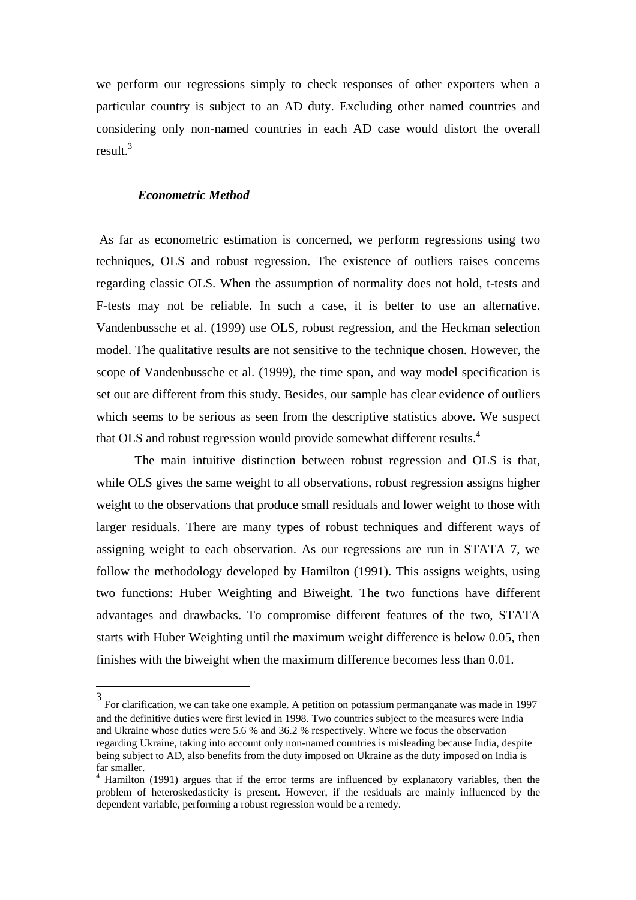we perform our regressions simply to check responses of other exporters when a particular country is subject to an AD duty. Excluding other named countries and considering only non-named countries in each AD case would distort the overall result.[3]

### *Econometric Method*

As far as econometric estimation is concerned, we perform regressions using two techniques, OLS and robust regression. The existence of outliers raises concerns regarding classic OLS. When the assumption of normality does not hold, t-tests and F-tests may not be reliable. In such a case, it is better to use an alternative. Vandenbussche et al. (1999) use OLS, robust regression, and the Heckman selection model. The qualitative results are not sensitive to the technique chosen. However, the scope of Vandenbussche et al. (1999), the time span, and way model specification is set out are different from this study. Besides, our sample has clear evidence of outliers which seems to be serious as seen from the descriptive statistics above. We suspect that OLS and robust regression would provide somewhat different results.[4]

The main intuitive distinction between robust regression and OLS is that, while OLS gives the same weight to all observations, robust regression assigns higher weight to the observations that produce small residuals and lower weight to those with larger residuals. There are many types of robust techniques and different ways of assigning weight to each observation. As our regressions are run in STATA 7, we follow the methodology developed by Hamilton (1991). This assigns weights, using two functions: Huber Weighting and Biweight. The two functions have different advantages and drawbacks. To compromise different features of the two, STATA starts with Huber Weighting until the maximum weight difference is below 0.05, then finishes with the biweight when the maximum difference becomes less than 0.01.

---

[3] For clarification, we can take one example. A petition on potassium permanganate was made in 1997 and the definitive duties were first levied in 1998. Two countries subject to the measures were India and Ukraine whose duties were 5.6 % and 36.2 % respectively. Where we focus the observation regarding Ukraine, taking into account only non-named countries is misleading because India, despite being subject to AD, also benefits from the duty imposed on Ukraine as the duty imposed on India is far smaller.

[4] Hamilton (1991) argues that if the error terms are influenced by explanatory variables, then the problem of heteroskedasticity is present. However, if the residuals are mainly influenced by the dependent variable, performing a robust regression would be a remedy.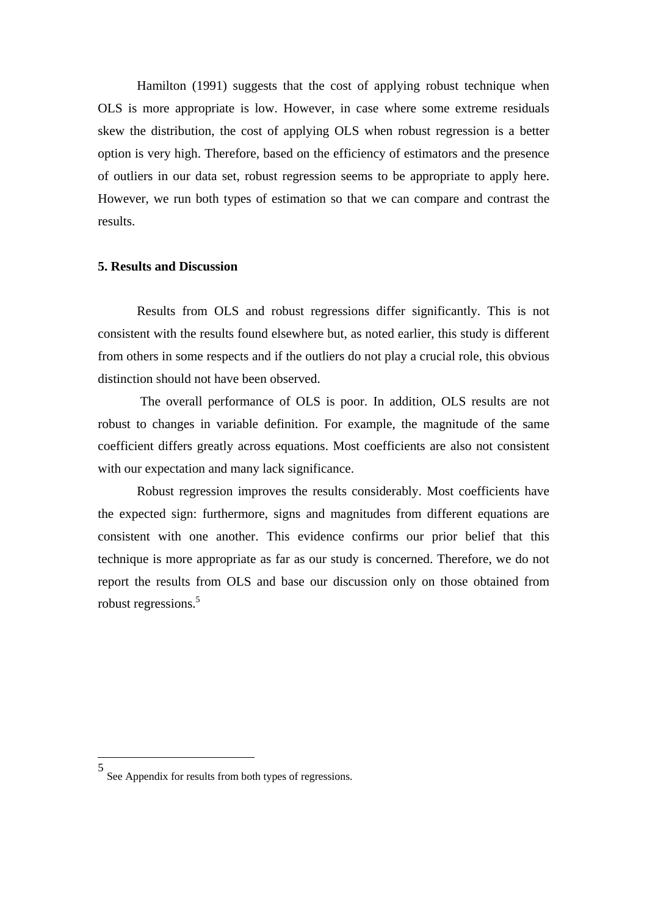Hamilton (1991) suggests that the cost of applying robust technique when OLS is more appropriate is low. However, in case where some extreme residuals skew the distribution, the cost of applying OLS when robust regression is a better option is very high. Therefore, based on the efficiency of estimators and the presence of outliers in our data set, robust regression seems to be appropriate to apply here. However, we run both types of estimation so that we can compare and contrast the results.

## 5. Results and Discussion

Results from OLS and robust regressions differ significantly. This is not consistent with the results found elsewhere but, as noted earlier, this study is different from others in some respects and if the outliers do not play a crucial role, this obvious distinction should not have been observed.

The overall performance of OLS is poor. In addition, OLS results are not robust to changes in variable definition. For example, the magnitude of the same coefficient differs greatly across equations. Most coefficients are also not consistent with our expectation and many lack significance.

Robust regression improves the results considerably. Most coefficients have the expected sign: furthermore, signs and magnitudes from different equations are consistent with one another. This evidence confirms our prior belief that this technique is more appropriate as far as our study is concerned. Therefore, we do not report the results from OLS and base our discussion only on those obtained from robust regressions.[5]

---

[5] See Appendix for results from both types of regressions.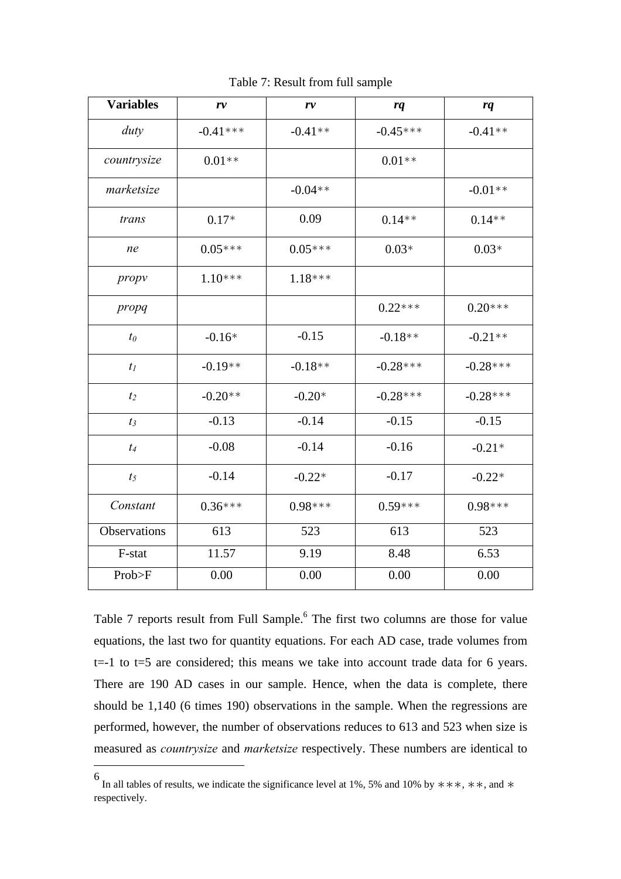Table 7: Result from full sample

| **Variables** | ***rv*** | ***rv*** | ***rq*** | ***rq*** |
|---|---|---|---|---|
| *duty* | -0.41*** | -0.41** | -0.45*** | -0.41** |
| *countrysize* | 0.01** | | 0.01** | |
| *marketsize* | | -0.04** | | -0.01** |
| *trans* | 0.17* | 0.09 | 0.14** | 0.14** |
| *ne* | 0.05*** | 0.05*** | 0.03* | 0.03* |
| *propv* | 1.10*** | 1.18*** | | |
| *propq* | | | 0.22*** | 0.20*** |
| $t_0$ | -0.16* | -0.15 | -0.18** | -0.21** |
| $t_1$ | -0.19** | -0.18** | -0.28*** | -0.28*** |
| $t_2$ | -0.20** | -0.20* | -0.28*** | -0.28*** |
| $t_3$ | -0.13 | -0.14 | -0.15 | -0.15 |
| $t_4$ | -0.08 | -0.14 | -0.16 | -0.21* |
| $t_5$ | -0.14 | -0.22* | -0.17 | -0.22* |
| *Constant* | 0.36*** | 0.98*** | 0.59*** | 0.98*** |
| Observations | 613 | 523 | 613 | 523 |
| F-stat | 11.57 | 9.19 | 8.48 | 6.53 |
| Prob>F | 0.00 | 0.00 | 0.00 | 0.00 |

Table 7 reports result from Full Sample.[6] The first two columns are those for value equations, the last two for quantity equations. For each AD case, trade volumes from t=-1 to t=5 are considered; this means we take into account trade data for 6 years. There are 190 AD cases in our sample. Hence, when the data is complete, there should be 1,140 (6 times 190) observations in the sample. When the regressions are performed, however, the number of observations reduces to 613 and 523 when size is measured as *countrysize* and *marketsize* respectively. These numbers are identical to

---

[6] In all tables of results, we indicate the significance level at 1%, 5% and 10% by ***, **, and * respectively.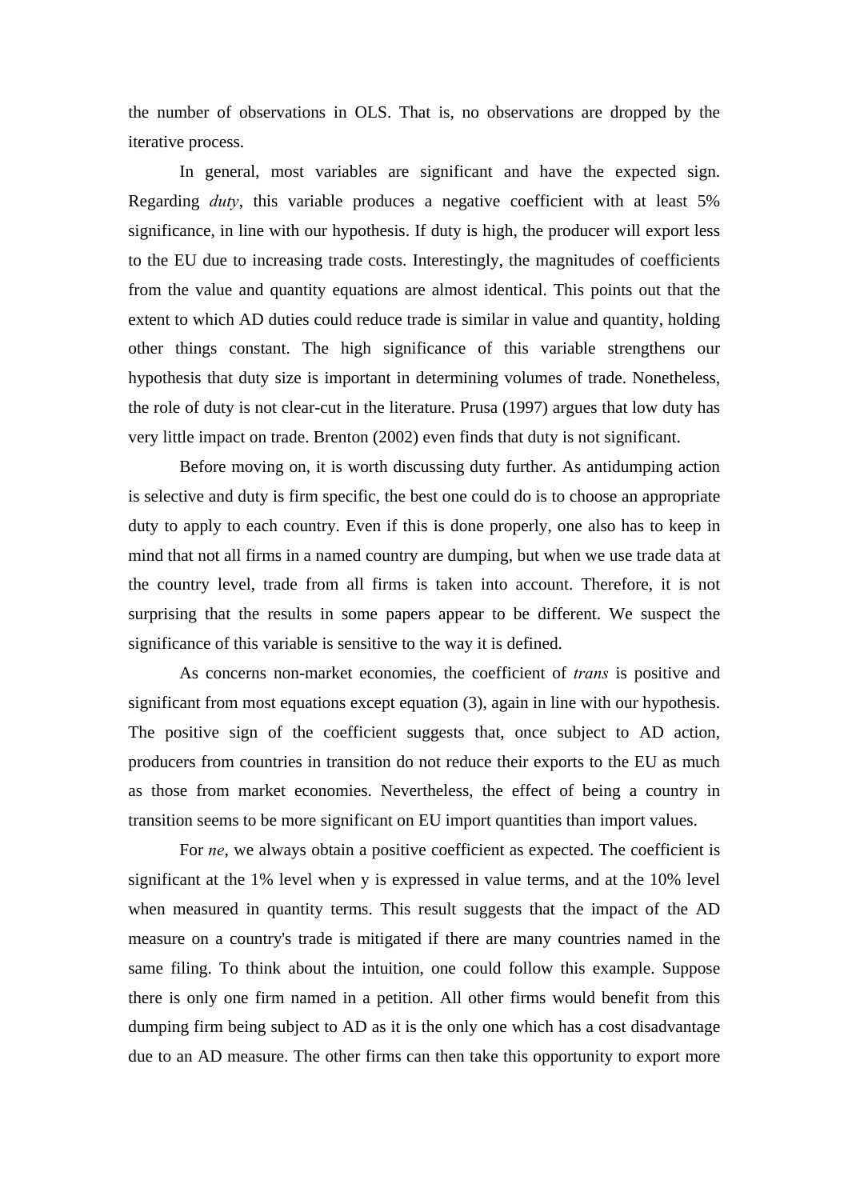the number of observations in OLS. That is, no observations are dropped by the iterative process.

In general, most variables are significant and have the expected sign. Regarding *duty*, this variable produces a negative coefficient with at least 5% significance, in line with our hypothesis. If duty is high, the producer will export less to the EU due to increasing trade costs. Interestingly, the magnitudes of coefficients from the value and quantity equations are almost identical. This points out that the extent to which AD duties could reduce trade is similar in value and quantity, holding other things constant. The high significance of this variable strengthens our hypothesis that duty size is important in determining volumes of trade. Nonetheless, the role of duty is not clear-cut in the literature. Prusa (1997) argues that low duty has very little impact on trade. Brenton (2002) even finds that duty is not significant.

Before moving on, it is worth discussing duty further. As antidumping action is selective and duty is firm specific, the best one could do is to choose an appropriate duty to apply to each country. Even if this is done properly, one also has to keep in mind that not all firms in a named country are dumping, but when we use trade data at the country level, trade from all firms is taken into account. Therefore, it is not surprising that the results in some papers appear to be different. We suspect the significance of this variable is sensitive to the way it is defined.

As concerns non-market economies, the coefficient of *trans* is positive and significant from most equations except equation (3), again in line with our hypothesis. The positive sign of the coefficient suggests that, once subject to AD action, producers from countries in transition do not reduce their exports to the EU as much as those from market economies. Nevertheless, the effect of being a country in transition seems to be more significant on EU import quantities than import values.

For *ne*, we always obtain a positive coefficient as expected. The coefficient is significant at the 1% level when y is expressed in value terms, and at the 10% level when measured in quantity terms. This result suggests that the impact of the AD measure on a country's trade is mitigated if there are many countries named in the same filing. To think about the intuition, one could follow this example. Suppose there is only one firm named in a petition. All other firms would benefit from this dumping firm being subject to AD as it is the only one which has a cost disadvantage due to an AD measure. The other firms can then take this opportunity to export more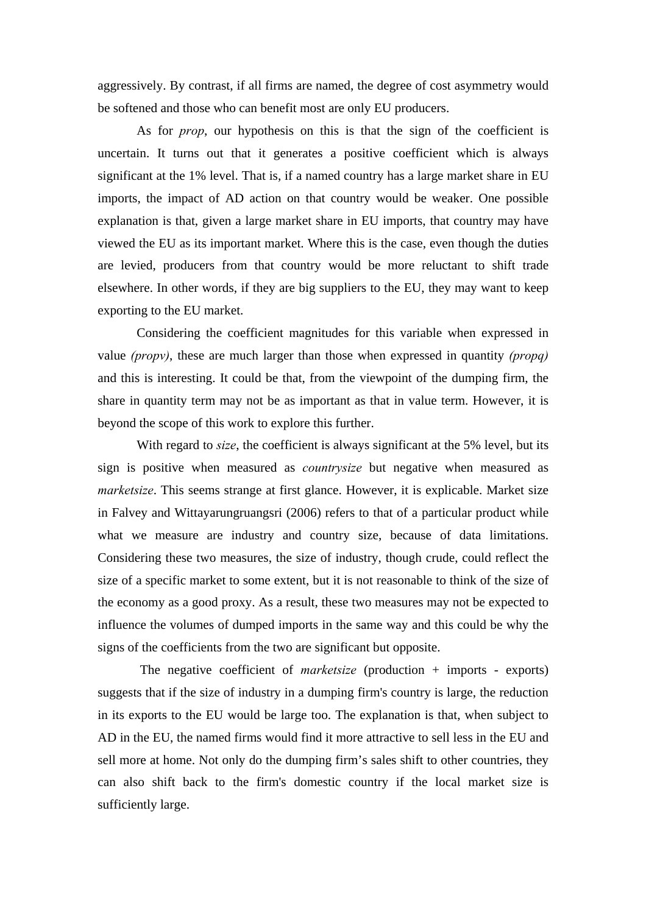aggressively. By contrast, if all firms are named, the degree of cost asymmetry would be softened and those who can benefit most are only EU producers.

As for *prop*, our hypothesis on this is that the sign of the coefficient is uncertain. It turns out that it generates a positive coefficient which is always significant at the 1% level. That is, if a named country has a large market share in EU imports, the impact of AD action on that country would be weaker. One possible explanation is that, given a large market share in EU imports, that country may have viewed the EU as its important market. Where this is the case, even though the duties are levied, producers from that country would be more reluctant to shift trade elsewhere. In other words, if they are big suppliers to the EU, they may want to keep exporting to the EU market.

Considering the coefficient magnitudes for this variable when expressed in value *(propv)*, these are much larger than those when expressed in quantity *(propq)* and this is interesting. It could be that, from the viewpoint of the dumping firm, the share in quantity term may not be as important as that in value term. However, it is beyond the scope of this work to explore this further.

With regard to *size*, the coefficient is always significant at the 5% level, but its sign is positive when measured as *countrysize* but negative when measured as *marketsize*. This seems strange at first glance. However, it is explicable. Market size in Falvey and Wittayarungruangsri (2006) refers to that of a particular product while what we measure are industry and country size, because of data limitations. Considering these two measures, the size of industry, though crude, could reflect the size of a specific market to some extent, but it is not reasonable to think of the size of the economy as a good proxy. As a result, these two measures may not be expected to influence the volumes of dumped imports in the same way and this could be why the signs of the coefficients from the two are significant but opposite.

The negative coefficient of *marketsize* (production + imports - exports) suggests that if the size of industry in a dumping firm's country is large, the reduction in its exports to the EU would be large too. The explanation is that, when subject to AD in the EU, the named firms would find it more attractive to sell less in the EU and sell more at home. Not only do the dumping firm's sales shift to other countries, they can also shift back to the firm's domestic country if the local market size is sufficiently large.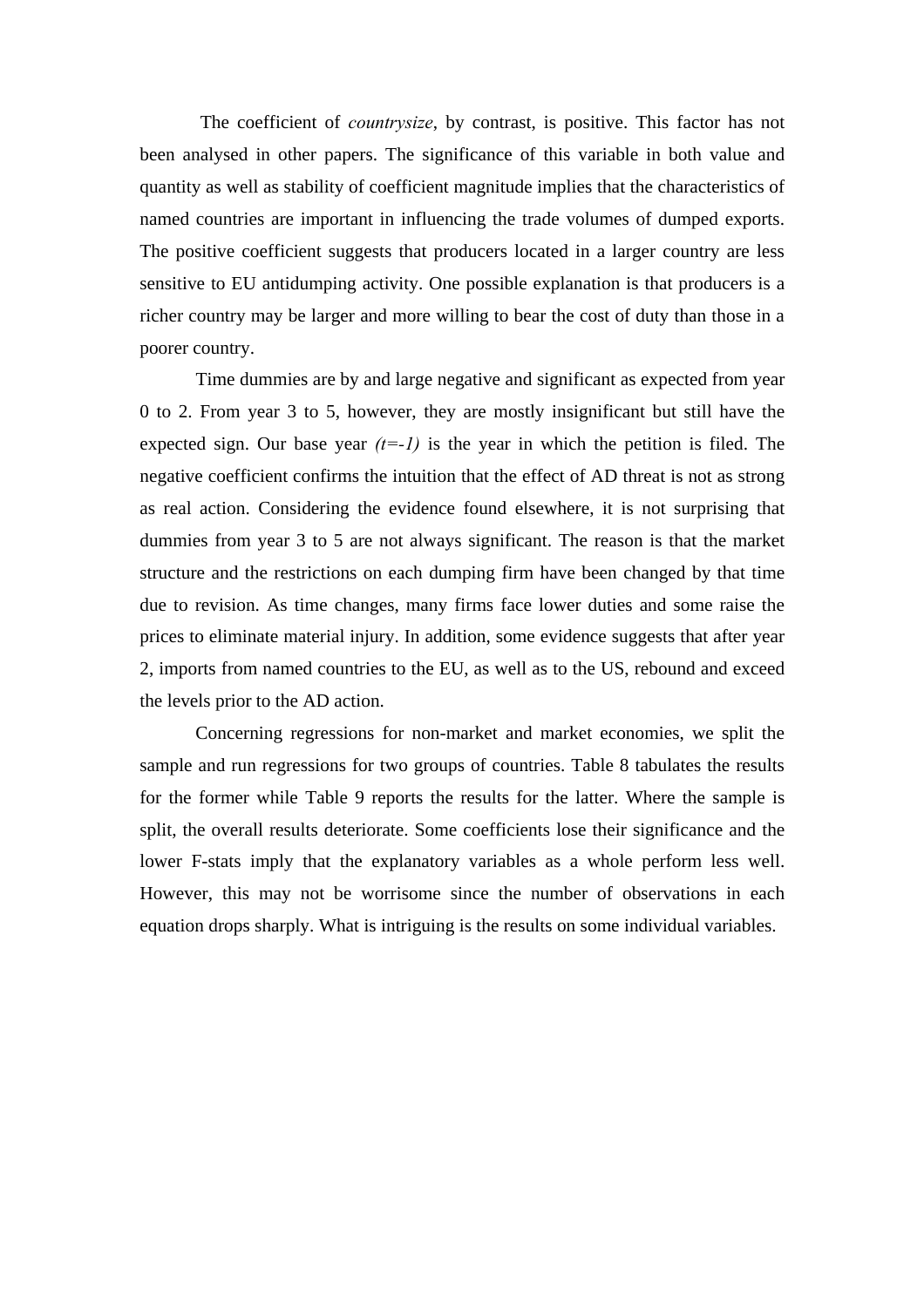The coefficient of *countrysize*, by contrast, is positive. This factor has not been analysed in other papers. The significance of this variable in both value and quantity as well as stability of coefficient magnitude implies that the characteristics of named countries are important in influencing the trade volumes of dumped exports. The positive coefficient suggests that producers located in a larger country are less sensitive to EU antidumping activity. One possible explanation is that producers is a richer country may be larger and more willing to bear the cost of duty than those in a poorer country.

Time dummies are by and large negative and significant as expected from year 0 to 2. From year 3 to 5, however, they are mostly insignificant but still have the expected sign. Our base year *(t=-1)* is the year in which the petition is filed. The negative coefficient confirms the intuition that the effect of AD threat is not as strong as real action. Considering the evidence found elsewhere, it is not surprising that dummies from year 3 to 5 are not always significant. The reason is that the market structure and the restrictions on each dumping firm have been changed by that time due to revision. As time changes, many firms face lower duties and some raise the prices to eliminate material injury. In addition, some evidence suggests that after year 2, imports from named countries to the EU, as well as to the US, rebound and exceed the levels prior to the AD action.

Concerning regressions for non-market and market economies, we split the sample and run regressions for two groups of countries. Table 8 tabulates the results for the former while Table 9 reports the results for the latter. Where the sample is split, the overall results deteriorate. Some coefficients lose their significance and the lower F-stats imply that the explanatory variables as a whole perform less well. However, this may not be worrisome since the number of observations in each equation drops sharply. What is intriguing is the results on some individual variables.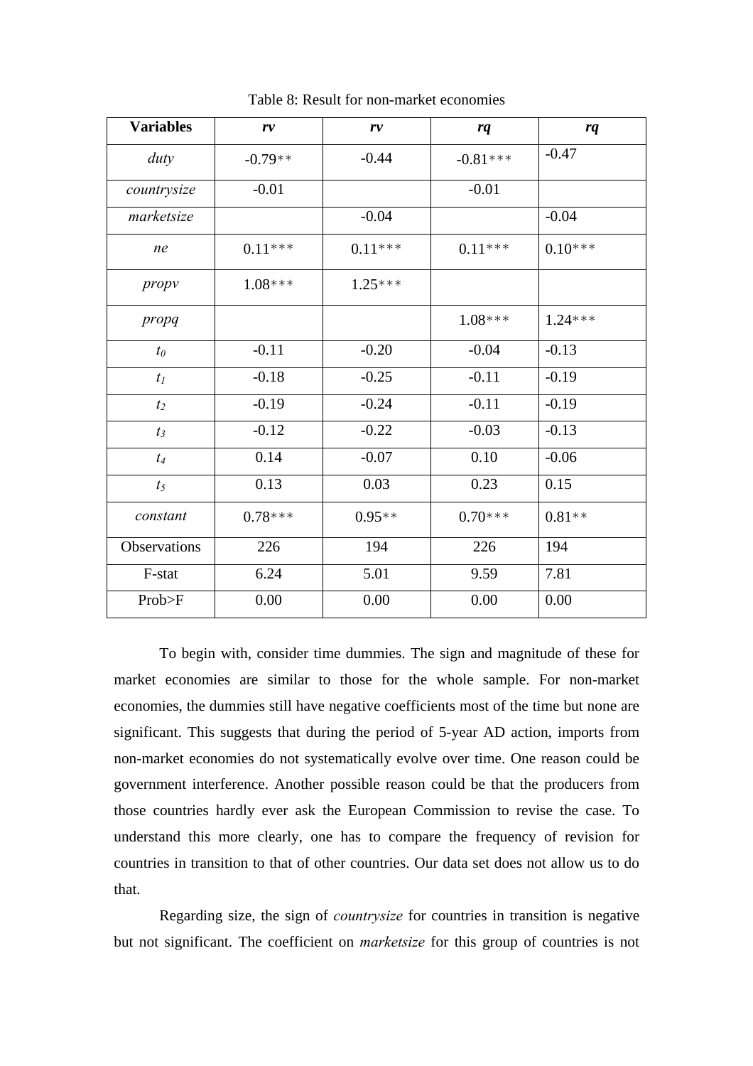Table 8: Result for non-market economies

| **Variables** | ***rv*** | ***rv*** | ***rq*** | ***rq*** |
|---|---|---|---|---|
| *duty* | -0.79** | -0.44 | -0.81*** | -0.47 |
| *countrysize* | -0.01 | | -0.01 | |
| *marketsize* | | -0.04 | | -0.04 |
| *ne* | 0.11*** | 0.11*** | 0.11*** | 0.10*** |
| *propv* | 1.08*** | 1.25*** | | |
| *propq* | | | 1.08*** | 1.24*** |
| $t_0$ | -0.11 | -0.20 | -0.04 | -0.13 |
| $t_1$ | -0.18 | -0.25 | -0.11 | -0.19 |
| $t_2$ | -0.19 | -0.24 | -0.11 | -0.19 |
| $t_3$ | -0.12 | -0.22 | -0.03 | -0.13 |
| $t_4$ | 0.14 | -0.07 | 0.10 | -0.06 |
| $t_5$ | 0.13 | 0.03 | 0.23 | 0.15 |
| *constant* | 0.78*** | 0.95** | 0.70*** | 0.81** |
| Observations | 226 | 194 | 226 | 194 |
| F-stat | 6.24 | 5.01 | 9.59 | 7.81 |
| Prob>F | 0.00 | 0.00 | 0.00 | 0.00 |

To begin with, consider time dummies. The sign and magnitude of these for market economies are similar to those for the whole sample. For non-market economies, the dummies still have negative coefficients most of the time but none are significant. This suggests that during the period of 5-year AD action, imports from non-market economies do not systematically evolve over time. One reason could be government interference. Another possible reason could be that the producers from those countries hardly ever ask the European Commission to revise the case. To understand this more clearly, one has to compare the frequency of revision for countries in transition to that of other countries. Our data set does not allow us to do that.

Regarding size, the sign of *countrysize* for countries in transition is negative but not significant. The coefficient on *marketsize* for this group of countries is not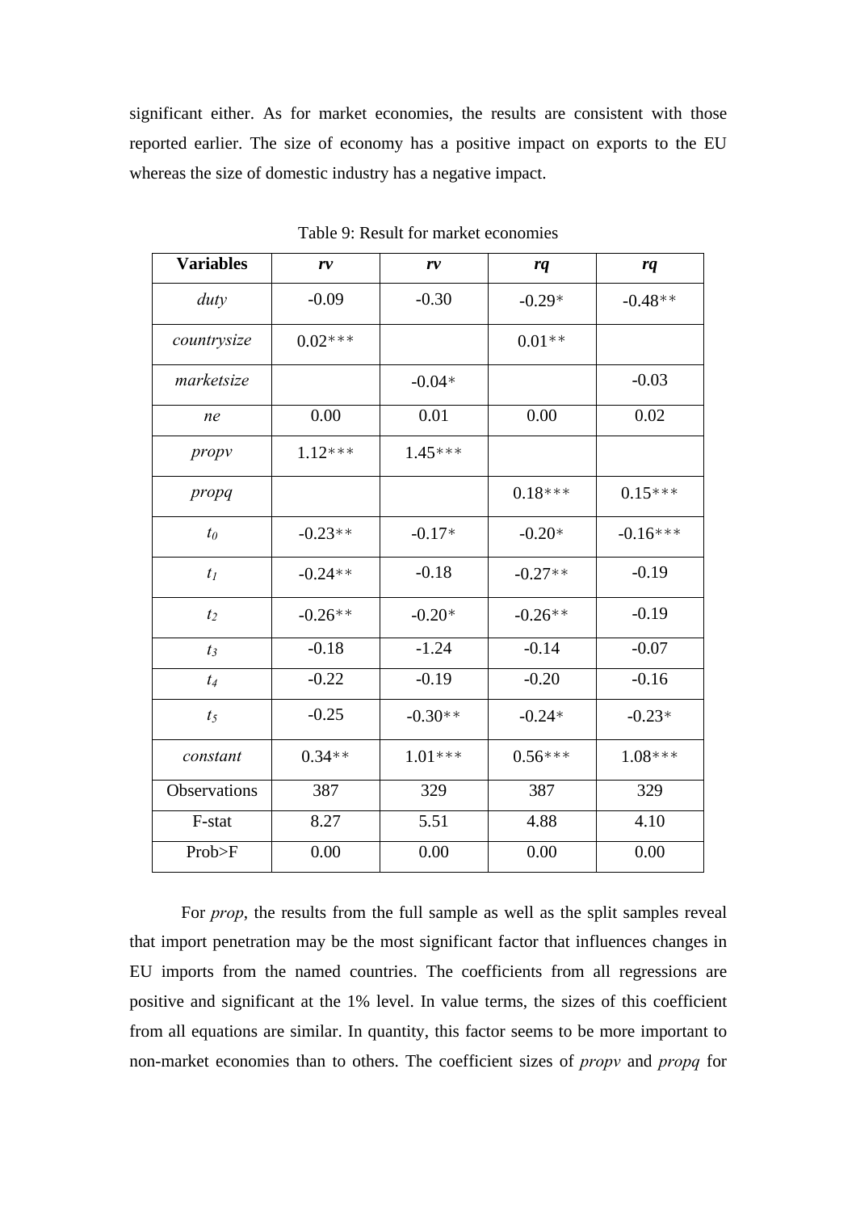significant either. As for market economies, the results are consistent with those reported earlier. The size of economy has a positive impact on exports to the EU whereas the size of domestic industry has a negative impact.

Table 9: Result for market economies

| **Variables** | ***rv*** | ***rv*** | ***rq*** | ***rq*** |
|---|---|---|---|---|
| *duty* | -0.09 | -0.30 | -0.29* | -0.48** |
| *countrysize* | 0.02*** | | 0.01** | |
| *marketsize* | | -0.04* | | -0.03 |
| *ne* | 0.00 | 0.01 | 0.00 | 0.02 |
| *propv* | 1.12*** | 1.45*** | | |
| *propq* | | | 0.18*** | 0.15*** |
| $t_0$ | -0.23** | -0.17* | -0.20* | -0.16*** |
| $t_1$ | -0.24** | -0.18 | -0.27** | -0.19 |
| $t_2$ | -0.26** | -0.20* | -0.26** | -0.19 |
| $t_3$ | -0.18 | -1.24 | -0.14 | -0.07 |
| $t_4$ | -0.22 | -0.19 | -0.20 | -0.16 |
| $t_5$ | -0.25 | -0.30** | -0.24* | -0.23* |
| *constant* | 0.34** | 1.01*** | 0.56*** | 1.08*** |
| Observations | 387 | 329 | 387 | 329 |
| F-stat | 8.27 | 5.51 | 4.88 | 4.10 |
| Prob>F | 0.00 | 0.00 | 0.00 | 0.00 |

For *prop*, the results from the full sample as well as the split samples reveal that import penetration may be the most significant factor that influences changes in EU imports from the named countries. The coefficients from all regressions are positive and significant at the 1% level. In value terms, the sizes of this coefficient from all equations are similar. In quantity, this factor seems to be more important to non-market economies than to others. The coefficient sizes of *propv* and *propq* for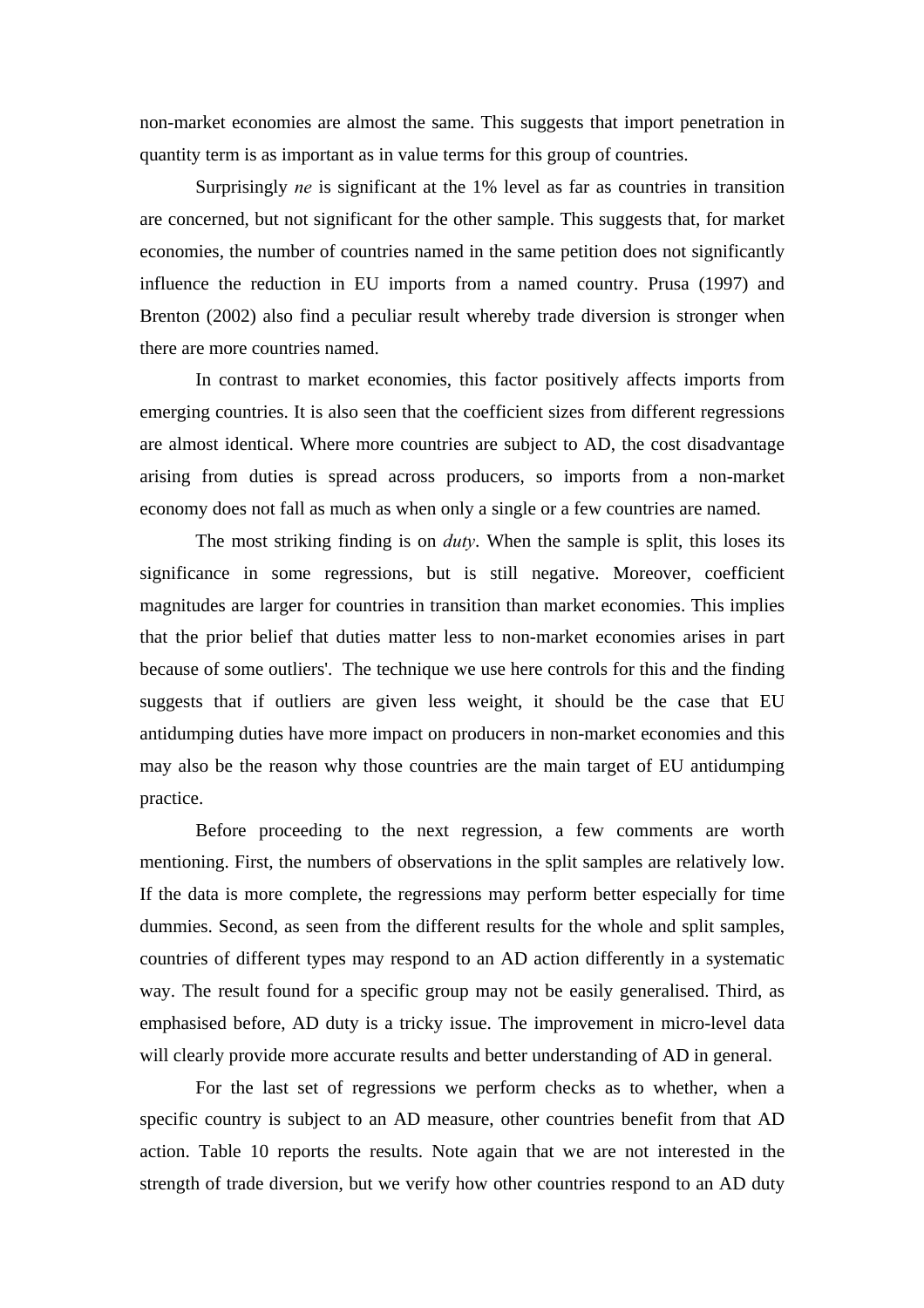non-market economies are almost the same. This suggests that import penetration in quantity term is as important as in value terms for this group of countries.

Surprisingly *ne* is significant at the 1% level as far as countries in transition are concerned, but not significant for the other sample. This suggests that, for market economies, the number of countries named in the same petition does not significantly influence the reduction in EU imports from a named country. Prusa (1997) and Brenton (2002) also find a peculiar result whereby trade diversion is stronger when there are more countries named.

In contrast to market economies, this factor positively affects imports from emerging countries. It is also seen that the coefficient sizes from different regressions are almost identical. Where more countries are subject to AD, the cost disadvantage arising from duties is spread across producers, so imports from a non-market economy does not fall as much as when only a single or a few countries are named.

The most striking finding is on *duty*. When the sample is split, this loses its significance in some regressions, but is still negative. Moreover, coefficient magnitudes are larger for countries in transition than market economies. This implies that the prior belief that duties matter less to non-market economies arises in part because of some outliers'. The technique we use here controls for this and the finding suggests that if outliers are given less weight, it should be the case that EU antidumping duties have more impact on producers in non-market economies and this may also be the reason why those countries are the main target of EU antidumping practice.

Before proceeding to the next regression, a few comments are worth mentioning. First, the numbers of observations in the split samples are relatively low. If the data is more complete, the regressions may perform better especially for time dummies. Second, as seen from the different results for the whole and split samples, countries of different types may respond to an AD action differently in a systematic way. The result found for a specific group may not be easily generalised. Third, as emphasised before, AD duty is a tricky issue. The improvement in micro-level data will clearly provide more accurate results and better understanding of AD in general.

For the last set of regressions we perform checks as to whether, when a specific country is subject to an AD measure, other countries benefit from that AD action. Table 10 reports the results. Note again that we are not interested in the strength of trade diversion, but we verify how other countries respond to an AD duty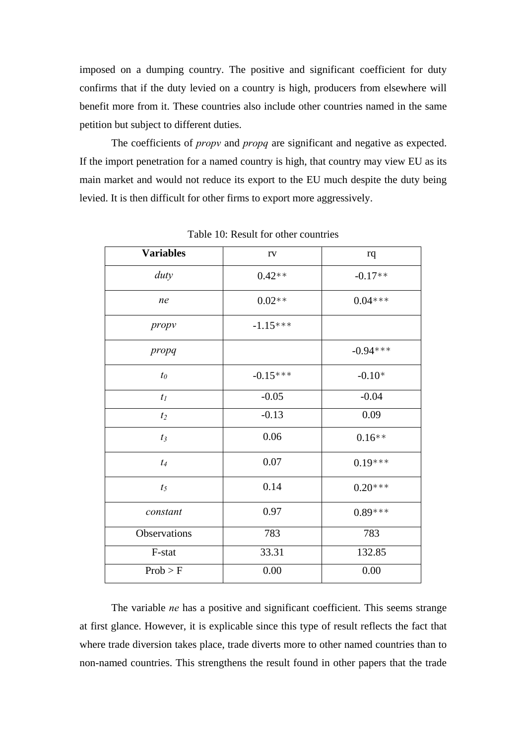imposed on a dumping country. The positive and significant coefficient for duty confirms that if the duty levied on a country is high, producers from elsewhere will benefit more from it. These countries also include other countries named in the same petition but subject to different duties.

The coefficients of *propv* and *propq* are significant and negative as expected. If the import penetration for a named country is high, that country may view EU as its main market and would not reduce its export to the EU much despite the duty being levied. It is then difficult for other firms to export more aggressively.

Table 10: Result for other countries

| **Variables** | rv | rq |
|---|---|---|
| *duty* | 0.42** | -0.17** |
| *ne* | 0.02** | 0.04*** |
| *propv* | -1.15*** | |
| *propq* | | -0.94*** |
| $t_0$ | -0.15*** | -0.10* |
| $t_1$ | -0.05 | -0.04 |
| $t_2$ | -0.13 | 0.09 |
| $t_3$ | 0.06 | 0.16** |
| $t_4$ | 0.07 | 0.19*** |
| $t_5$ | 0.14 | 0.20*** |
| *constant* | 0.97 | 0.89*** |
| Observations | 783 | 783 |
| F-stat | 33.31 | 132.85 |
| Prob > F | 0.00 | 0.00 |

The variable *ne* has a positive and significant coefficient. This seems strange at first glance. However, it is explicable since this type of result reflects the fact that where trade diversion takes place, trade diverts more to other named countries than to non-named countries. This strengthens the result found in other papers that the trade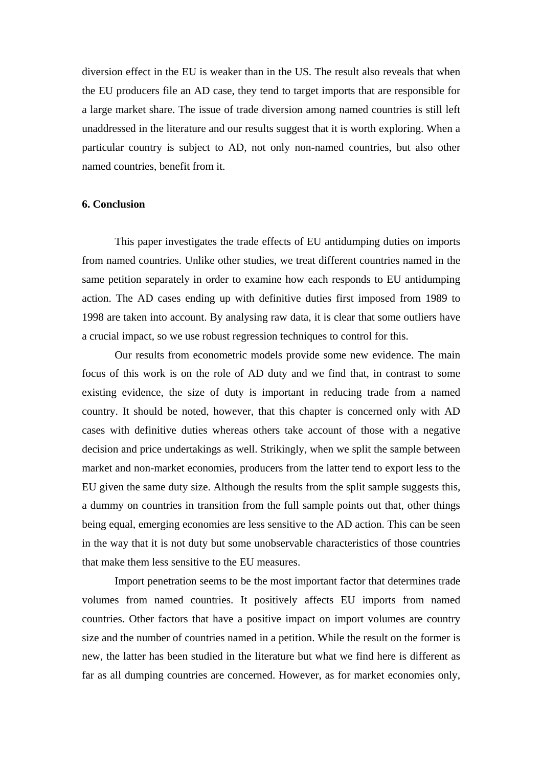diversion effect in the EU is weaker than in the US. The result also reveals that when the EU producers file an AD case, they tend to target imports that are responsible for a large market share. The issue of trade diversion among named countries is still left unaddressed in the literature and our results suggest that it is worth exploring. When a particular country is subject to AD, not only non-named countries, but also other named countries, benefit from it.

## 6. Conclusion

This paper investigates the trade effects of EU antidumping duties on imports from named countries. Unlike other studies, we treat different countries named in the same petition separately in order to examine how each responds to EU antidumping action. The AD cases ending up with definitive duties first imposed from 1989 to 1998 are taken into account. By analysing raw data, it is clear that some outliers have a crucial impact, so we use robust regression techniques to control for this.

Our results from econometric models provide some new evidence. The main focus of this work is on the role of AD duty and we find that, in contrast to some existing evidence, the size of duty is important in reducing trade from a named country. It should be noted, however, that this chapter is concerned only with AD cases with definitive duties whereas others take account of those with a negative decision and price undertakings as well. Strikingly, when we split the sample between market and non-market economies, producers from the latter tend to export less to the EU given the same duty size. Although the results from the split sample suggests this, a dummy on countries in transition from the full sample points out that, other things being equal, emerging economies are less sensitive to the AD action. This can be seen in the way that it is not duty but some unobservable characteristics of those countries that make them less sensitive to the EU measures.

Import penetration seems to be the most important factor that determines trade volumes from named countries. It positively affects EU imports from named countries. Other factors that have a positive impact on import volumes are country size and the number of countries named in a petition. While the result on the former is new, the latter has been studied in the literature but what we find here is different as far as all dumping countries are concerned. However, as for market economies only,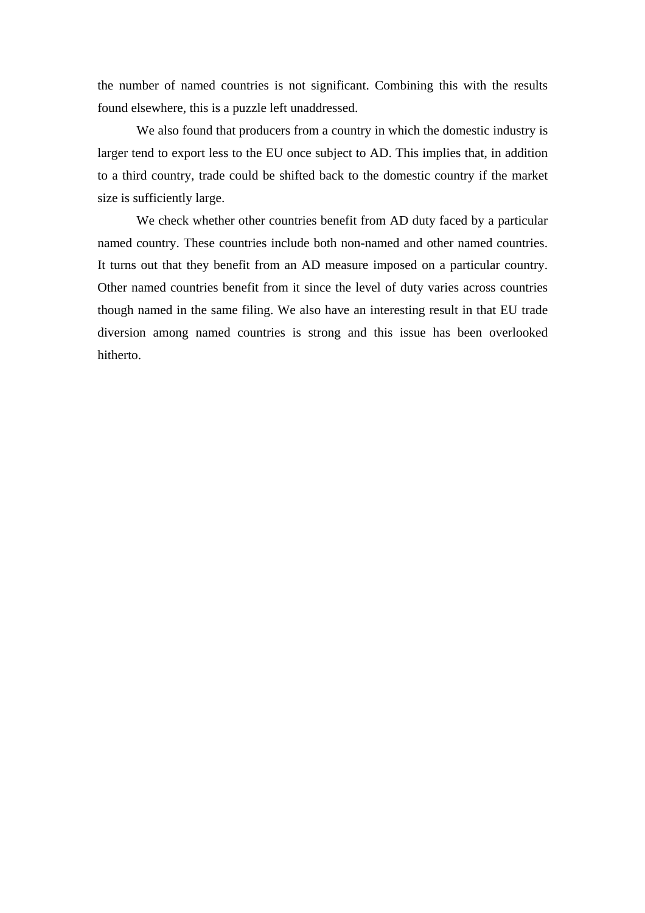the number of named countries is not significant. Combining this with the results found elsewhere, this is a puzzle left unaddressed.

We also found that producers from a country in which the domestic industry is larger tend to export less to the EU once subject to AD. This implies that, in addition to a third country, trade could be shifted back to the domestic country if the market size is sufficiently large.

We check whether other countries benefit from AD duty faced by a particular named country. These countries include both non-named and other named countries. It turns out that they benefit from an AD measure imposed on a particular country. Other named countries benefit from it since the level of duty varies across countries though named in the same filing. We also have an interesting result in that EU trade diversion among named countries is strong and this issue has been overlooked hitherto.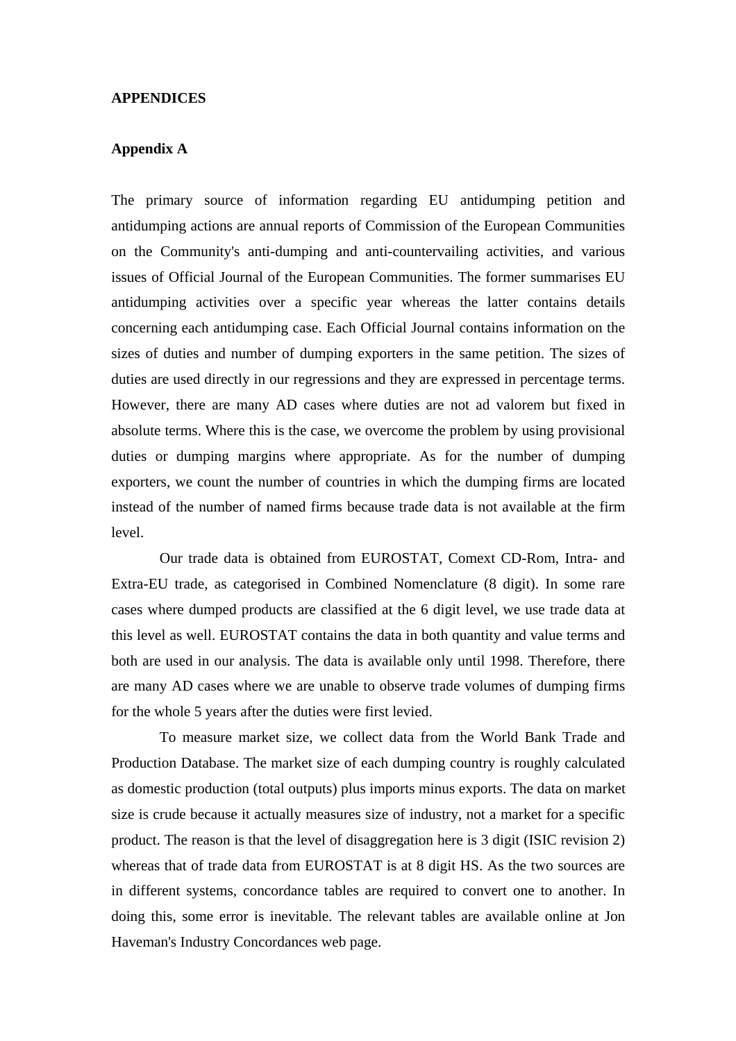# APPENDICES

## Appendix A

The primary source of information regarding EU antidumping petition and antidumping actions are annual reports of Commission of the European Communities on the Community's anti-dumping and anti-countervailing activities, and various issues of Official Journal of the European Communities. The former summarises EU antidumping activities over a specific year whereas the latter contains details concerning each antidumping case. Each Official Journal contains information on the sizes of duties and number of dumping exporters in the same petition. The sizes of duties are used directly in our regressions and they are expressed in percentage terms. However, there are many AD cases where duties are not ad valorem but fixed in absolute terms. Where this is the case, we overcome the problem by using provisional duties or dumping margins where appropriate. As for the number of dumping exporters, we count the number of countries in which the dumping firms are located instead of the number of named firms because trade data is not available at the firm level.

Our trade data is obtained from EUROSTAT, Comext CD-Rom, Intra- and Extra-EU trade, as categorised in Combined Nomenclature (8 digit). In some rare cases where dumped products are classified at the 6 digit level, we use trade data at this level as well. EUROSTAT contains the data in both quantity and value terms and both are used in our analysis. The data is available only until 1998. Therefore, there are many AD cases where we are unable to observe trade volumes of dumping firms for the whole 5 years after the duties were first levied.

To measure market size, we collect data from the World Bank Trade and Production Database. The market size of each dumping country is roughly calculated as domestic production (total outputs) plus imports minus exports. The data on market size is crude because it actually measures size of industry, not a market for a specific product. The reason is that the level of disaggregation here is 3 digit (ISIC revision 2) whereas that of trade data from EUROSTAT is at 8 digit HS. As the two sources are in different systems, concordance tables are required to convert one to another. In doing this, some error is inevitable. The relevant tables are available online at Jon Haveman's Industry Concordances web page.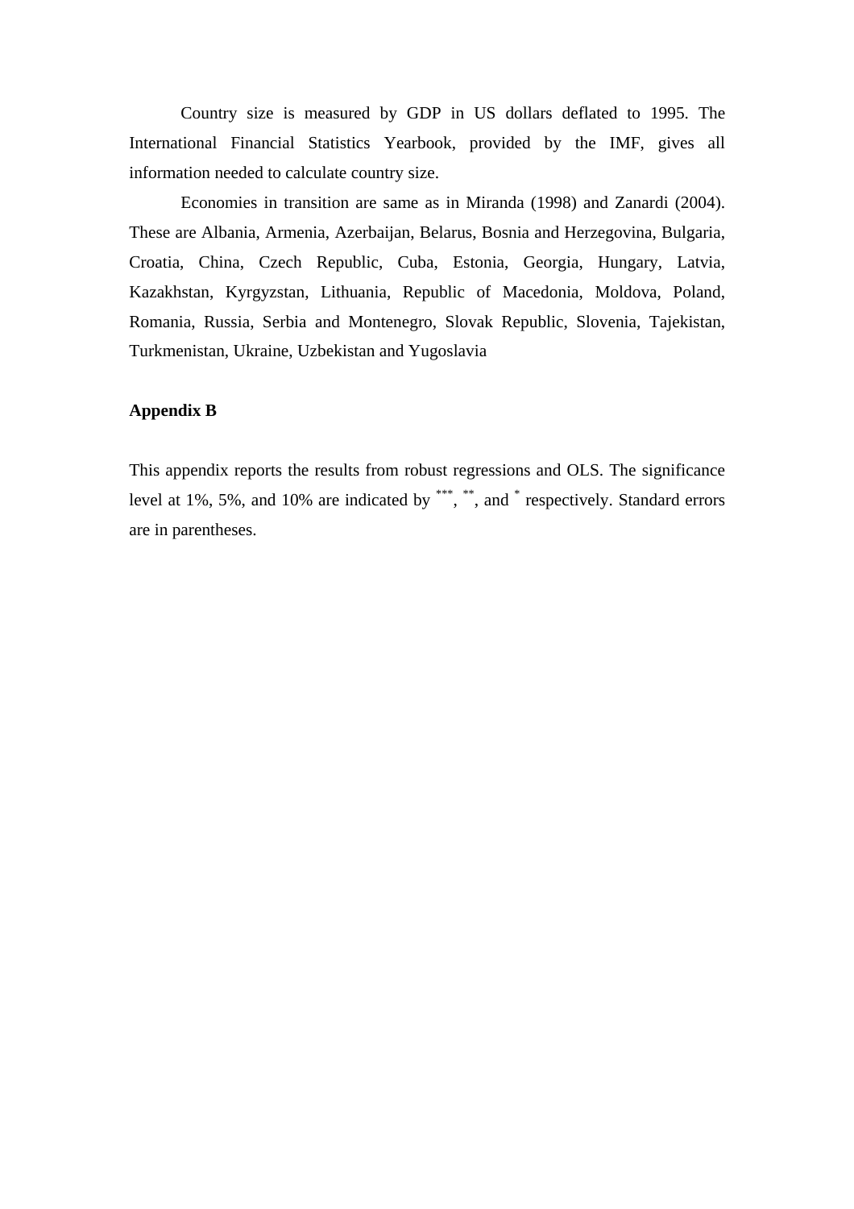Country size is measured by GDP in US dollars deflated to 1995. The International Financial Statistics Yearbook, provided by the IMF, gives all information needed to calculate country size.

Economies in transition are same as in Miranda (1998) and Zanardi (2004). These are Albania, Armenia, Azerbaijan, Belarus, Bosnia and Herzegovina, Bulgaria, Croatia, China, Czech Republic, Cuba, Estonia, Georgia, Hungary, Latvia, Kazakhstan, Kyrgyzstan, Lithuania, Republic of Macedonia, Moldova, Poland, Romania, Russia, Serbia and Montenegro, Slovak Republic, Slovenia, Tajekistan, Turkmenistan, Ukraine, Uzbekistan and Yugoslavia

**Appendix B**

This appendix reports the results from robust regressions and OLS. The significance level at 1%, 5%, and 10% are indicated by $^{***}$, $^{**}$, and $^{*}$ respectively. Standard errors are in parentheses.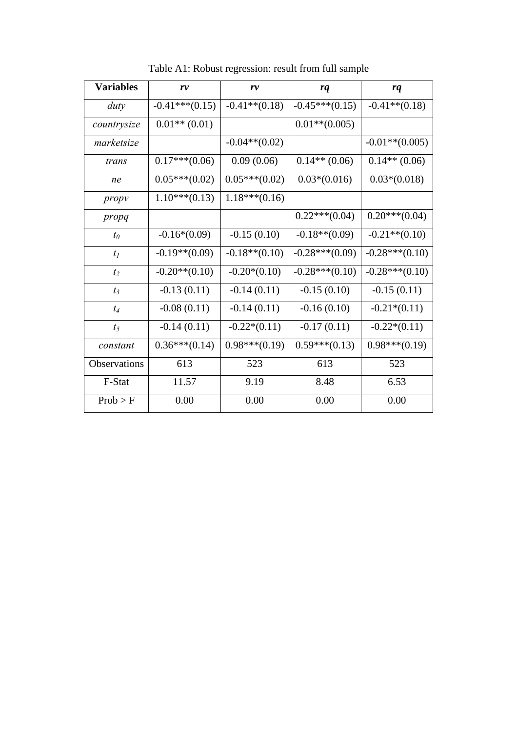Table A1: Robust regression: result from full sample

| **Variables** | ***rv*** | ***rv*** | ***rq*** | ***rq*** |
|---|---|---|---|---|
| *duty* | -0.41***(0.15) | -0.41**(0.18) | -0.45***(0.15) | -0.41**(0.18) |
| *countrysize* | 0.01** (0.01) | | 0.01**(0.005) | |
| *marketsize* | | -0.04**(0.02) | | -0.01**(0.005) |
| *trans* | 0.17***(0.06) | 0.09 (0.06) | 0.14** (0.06) | 0.14** (0.06) |
| *ne* | 0.05***(0.02) | 0.05***(0.02) | 0.03*(0.016) | 0.03*(0.018) |
| *propv* | 1.10***(0.13) | 1.18***(0.16) | | |
| *propq* | | | 0.22***(0.04) | 0.20***(0.04) |
| $t_0$ | -0.16*(0.09) | -0.15 (0.10) | -0.18**(0.09) | -0.21**(0.10) |
| $t_1$ | -0.19**(0.09) | -0.18**(0.10) | -0.28***(0.09) | -0.28***(0.10) |
| $t_2$ | -0.20**(0.10) | -0.20*(0.10) | -0.28***(0.10) | -0.28***(0.10) |
| $t_3$ | -0.13 (0.11) | -0.14 (0.11) | -0.15 (0.10) | -0.15 (0.11) |
| $t_4$ | -0.08 (0.11) | -0.14 (0.11) | -0.16 (0.10) | -0.21*(0.11) |
| $t_5$ | -0.14 (0.11) | -0.22*(0.11) | -0.17 (0.11) | -0.22*(0.11) |
| *constant* | 0.36***(0.14) | 0.98***(0.19) | 0.59***(0.13) | 0.98***(0.19) |
| Observations | 613 | 523 | 613 | 523 |
| F-Stat | 11.57 | 9.19 | 8.48 | 6.53 |
| Prob > F | 0.00 | 0.00 | 0.00 | 0.00 |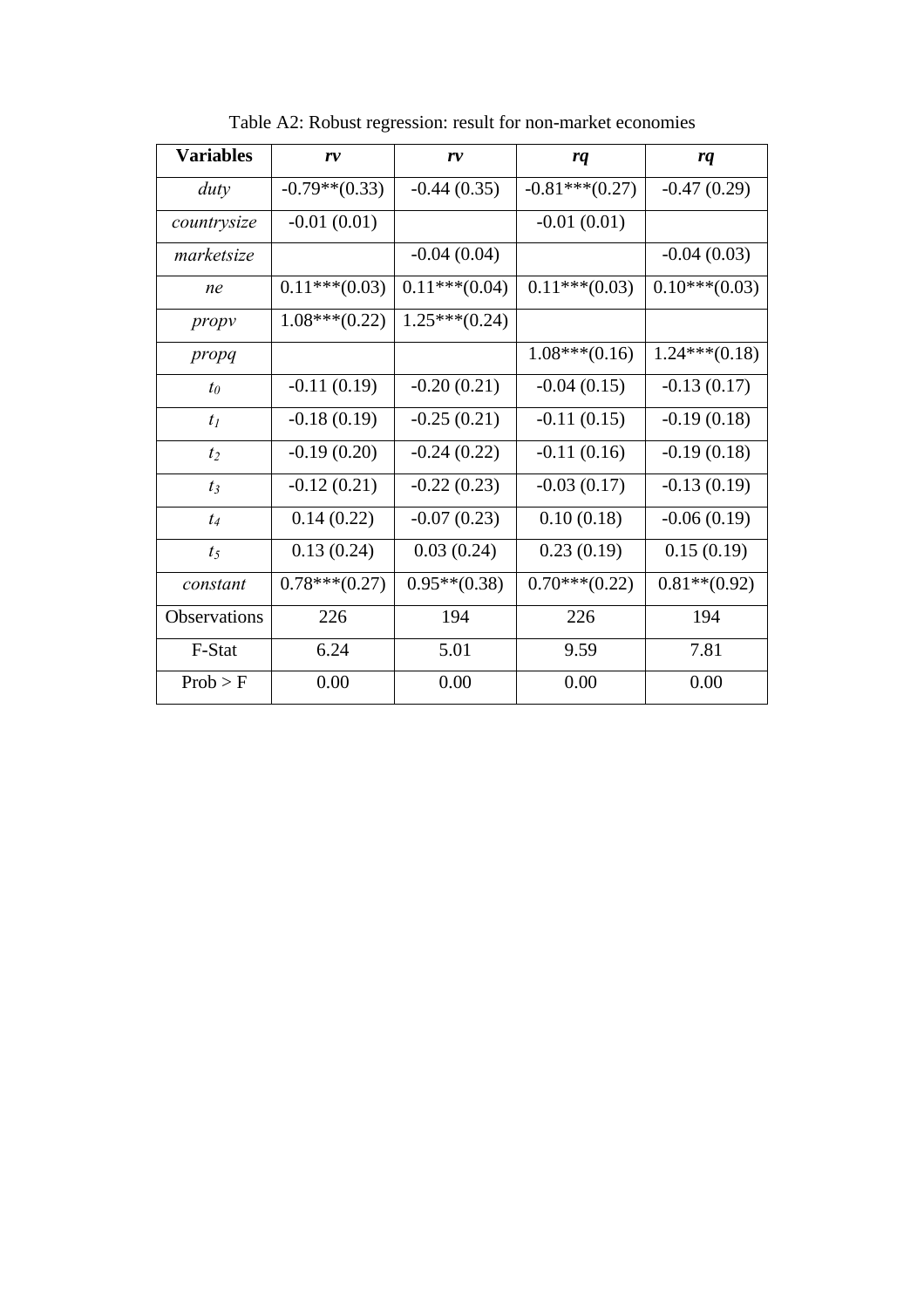Table A2: Robust regression: result for non-market economies

| **Variables** | ***rv*** | ***rv*** | ***rq*** | ***rq*** |
|---|---|---|---|---|
| *duty* | -0.79**(0.33) | -0.44 (0.35) | -0.81***(0.27) | -0.47 (0.29) |
| *countrysize* | -0.01 (0.01) | | -0.01 (0.01) | |
| *marketsize* | | -0.04 (0.04) | | -0.04 (0.03) |
| *ne* | 0.11***(0.03) | 0.11***(0.04) | 0.11***(0.03) | 0.10***(0.03) |
| *propv* | 1.08***(0.22) | 1.25***(0.24) | | |
| *propq* | | | 1.08***(0.16) | 1.24***(0.18) |
| $t_0$ | -0.11 (0.19) | -0.20 (0.21) | -0.04 (0.15) | -0.13 (0.17) |
| $t_1$ | -0.18 (0.19) | -0.25 (0.21) | -0.11 (0.15) | -0.19 (0.18) |
| $t_2$ | -0.19 (0.20) | -0.24 (0.22) | -0.11 (0.16) | -0.19 (0.18) |
| $t_3$ | -0.12 (0.21) | -0.22 (0.23) | -0.03 (0.17) | -0.13 (0.19) |
| $t_4$ | 0.14 (0.22) | -0.07 (0.23) | 0.10 (0.18) | -0.06 (0.19) |
| $t_5$ | 0.13 (0.24) | 0.03 (0.24) | 0.23 (0.19) | 0.15 (0.19) |
| *constant* | 0.78***(0.27) | 0.95**(0.38) | 0.70***(0.22) | 0.81**(0.92) |
| Observations | 226 | 194 | 226 | 194 |
| F-Stat | 6.24 | 5.01 | 9.59 | 7.81 |
| Prob > F | 0.00 | 0.00 | 0.00 | 0.00 |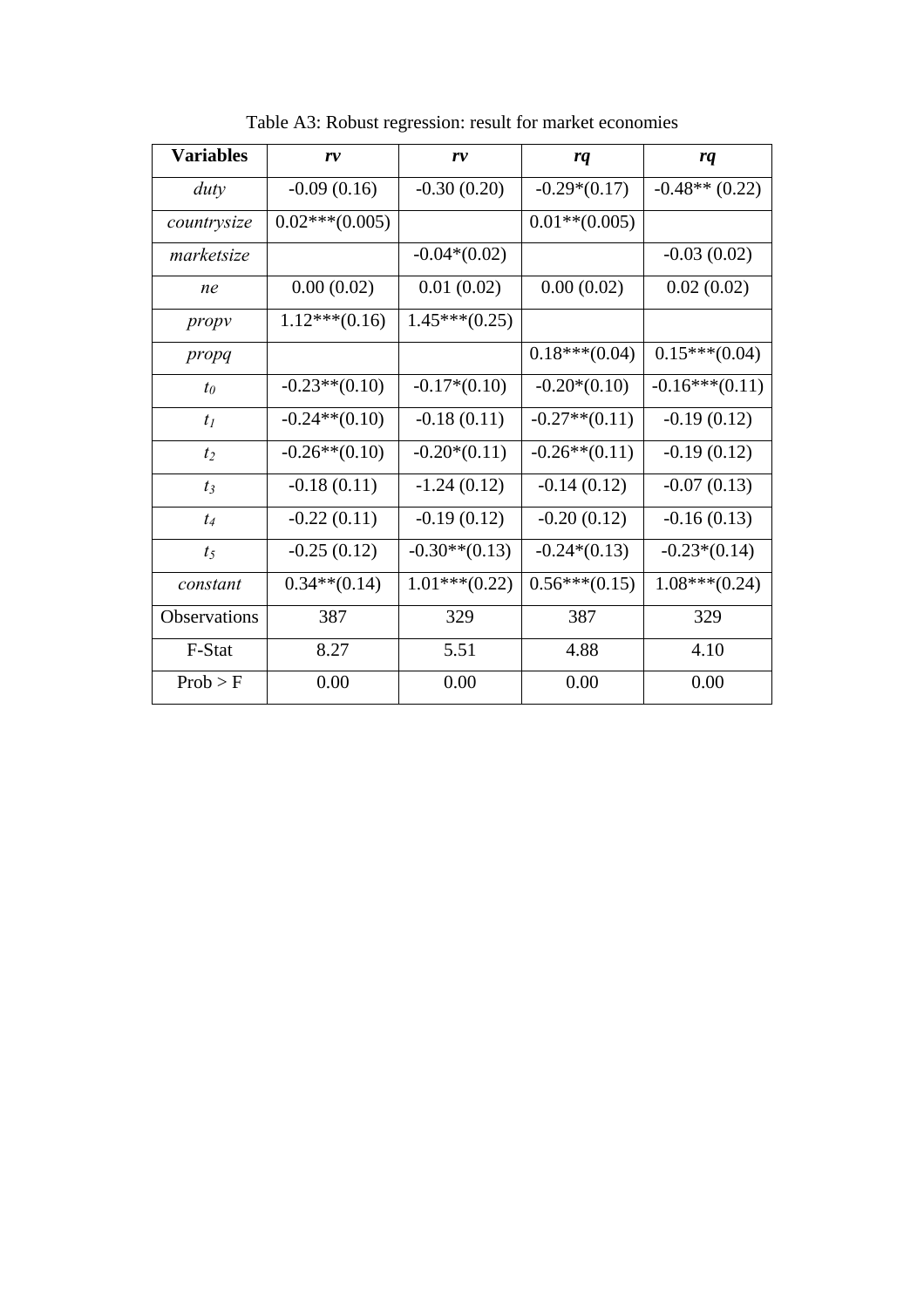Table A3: Robust regression: result for market economies

| **Variables** | ***rv*** | ***rv*** | ***rq*** | ***rq*** |
|---|---|---|---|---|
| *duty* | -0.09 (0.16) | -0.30 (0.20) | -0.29*(0.17) | -0.48** (0.22) |
| *countrysize* | 0.02***(0.005) | | 0.01**(0.005) | |
| *marketsize* | | -0.04*(0.02) | | -0.03 (0.02) |
| *ne* | 0.00 (0.02) | 0.01 (0.02) | 0.00 (0.02) | 0.02 (0.02) |
| *propv* | 1.12***(0.16) | 1.45***(0.25) | | |
| *propq* | | | 0.18***(0.04) | 0.15***(0.04) |
| $t_0$ | -0.23**(0.10) | -0.17*(0.10) | -0.20*(0.10) | -0.16***(0.11) |
| $t_1$ | -0.24**(0.10) | -0.18 (0.11) | -0.27**(0.11) | -0.19 (0.12) |
| $t_2$ | -0.26**(0.10) | -0.20*(0.11) | -0.26**(0.11) | -0.19 (0.12) |
| $t_3$ | -0.18 (0.11) | -1.24 (0.12) | -0.14 (0.12) | -0.07 (0.13) |
| $t_4$ | -0.22 (0.11) | -0.19 (0.12) | -0.20 (0.12) | -0.16 (0.13) |
| $t_5$ | -0.25 (0.12) | -0.30**(0.13) | -0.24*(0.13) | -0.23*(0.14) |
| *constant* | 0.34**(0.14) | 1.01***(0.22) | 0.56***(0.15) | 1.08***(0.24) |
| Observations | 387 | 329 | 387 | 329 |
| F-Stat | 8.27 | 5.51 | 4.88 | 4.10 |
| Prob > F | 0.00 | 0.00 | 0.00 | 0.00 |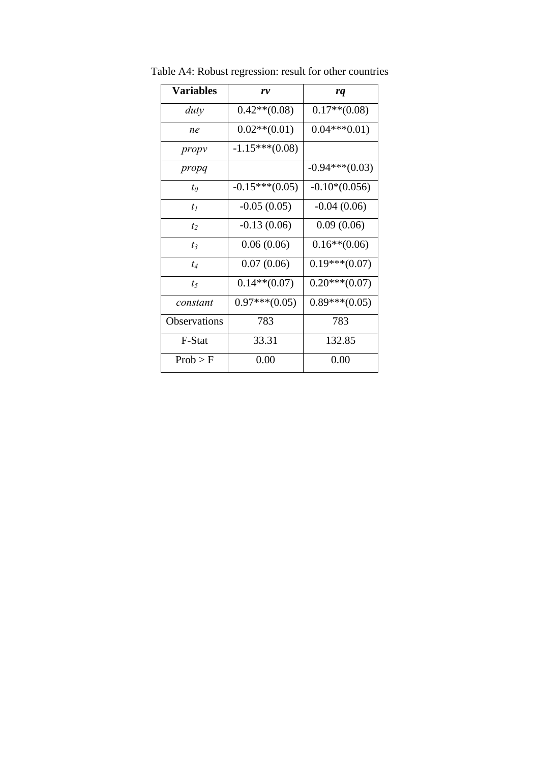Table A4: Robust regression: result for other countries

| **Variables** | ***rv*** | ***rq*** |
|---|---|---|
| *duty* | 0.42**(0.08) | 0.17**(0.08) |
| *ne* | 0.02**(0.01) | 0.04***0.01) |
| *propv* | -1.15***(0.08) | |
| *propq* | | -0.94***(0.03) |
| $t_0$ | -0.15***(0.05) | -0.10*(0.056) |
| $t_1$ | -0.05 (0.05) | -0.04 (0.06) |
| $t_2$ | -0.13 (0.06) | 0.09 (0.06) |
| $t_3$ | 0.06 (0.06) | 0.16**(0.06) |
| $t_4$ | 0.07 (0.06) | 0.19***(0.07) |
| $t_5$ | 0.14**(0.07) | 0.20***(0.07) |
| *constant* | 0.97***(0.05) | 0.89***(0.05) |
| Observations | 783 | 783 |
| F-Stat | 33.31 | 132.85 |
| Prob > F | 0.00 | 0.00 |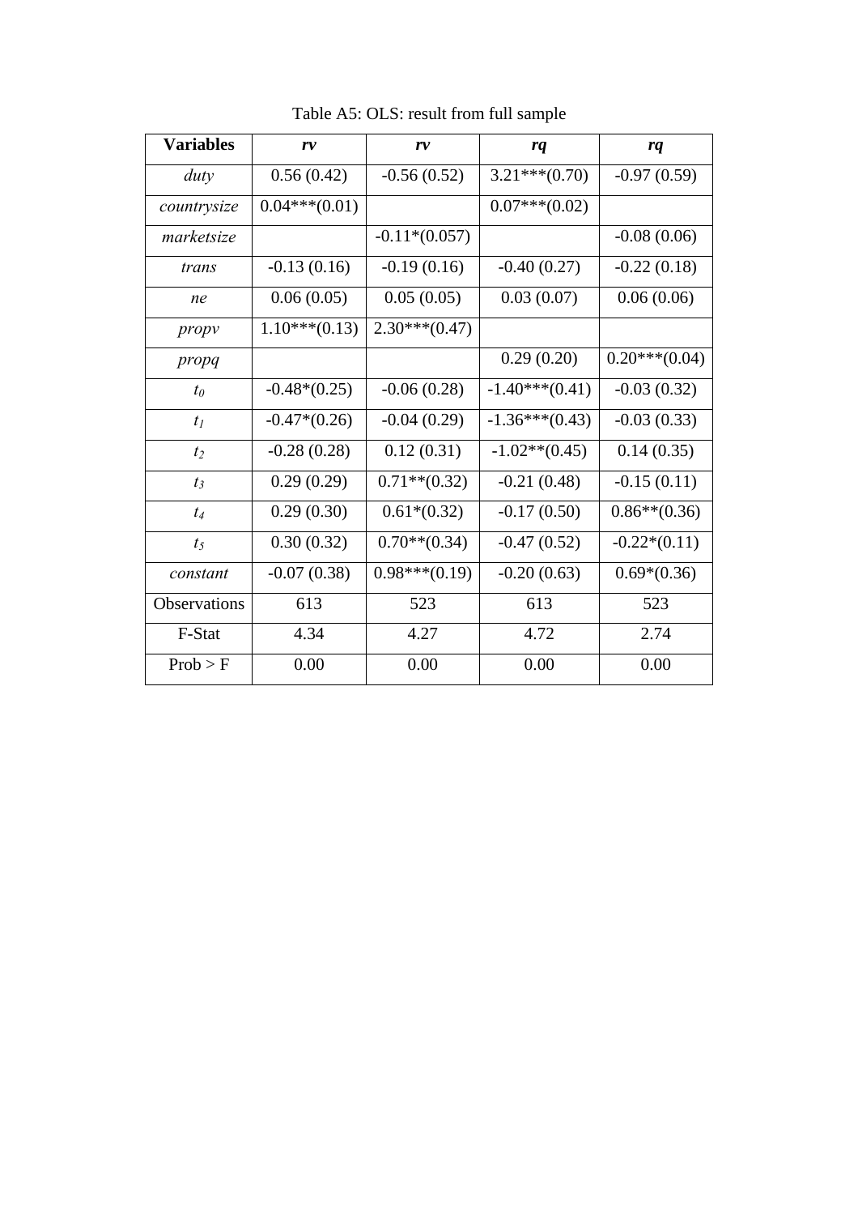Table A5: OLS: result from full sample

| **Variables** | ***rv*** | ***rv*** | ***rq*** | ***rq*** |
|---|---|---|---|---|
| *duty* | 0.56 (0.42) | -0.56 (0.52) | 3.21***(0.70) | -0.97 (0.59) |
| *countrysize* | 0.04***(0.01) | | 0.07***(0.02) | |
| *marketsize* | | -0.11*(0.057) | | -0.08 (0.06) |
| *trans* | -0.13 (0.16) | -0.19 (0.16) | -0.40 (0.27) | -0.22 (0.18) |
| *ne* | 0.06 (0.05) | 0.05 (0.05) | 0.03 (0.07) | 0.06 (0.06) |
| *propv* | 1.10***(0.13) | 2.30***(0.47) | | |
| *propq* | | | 0.29 (0.20) | 0.20***(0.04) |
| $t_0$ | -0.48*(0.25) | -0.06 (0.28) | -1.40***(0.41) | -0.03 (0.32) |
| $t_1$ | -0.47*(0.26) | -0.04 (0.29) | -1.36***(0.43) | -0.03 (0.33) |
| $t_2$ | -0.28 (0.28) | 0.12 (0.31) | -1.02**(0.45) | 0.14 (0.35) |
| $t_3$ | 0.29 (0.29) | 0.71**(0.32) | -0.21 (0.48) | -0.15 (0.11) |
| $t_4$ | 0.29 (0.30) | 0.61*(0.32) | -0.17 (0.50) | 0.86**(0.36) |
| $t_5$ | 0.30 (0.32) | 0.70**(0.34) | -0.47 (0.52) | -0.22*(0.11) |
| *constant* | -0.07 (0.38) | 0.98***(0.19) | -0.20 (0.63) | 0.69*(0.36) |
| Observations | 613 | 523 | 613 | 523 |
| F-Stat | 4.34 | 4.27 | 4.72 | 2.74 |
| Prob > F | 0.00 | 0.00 | 0.00 | 0.00 |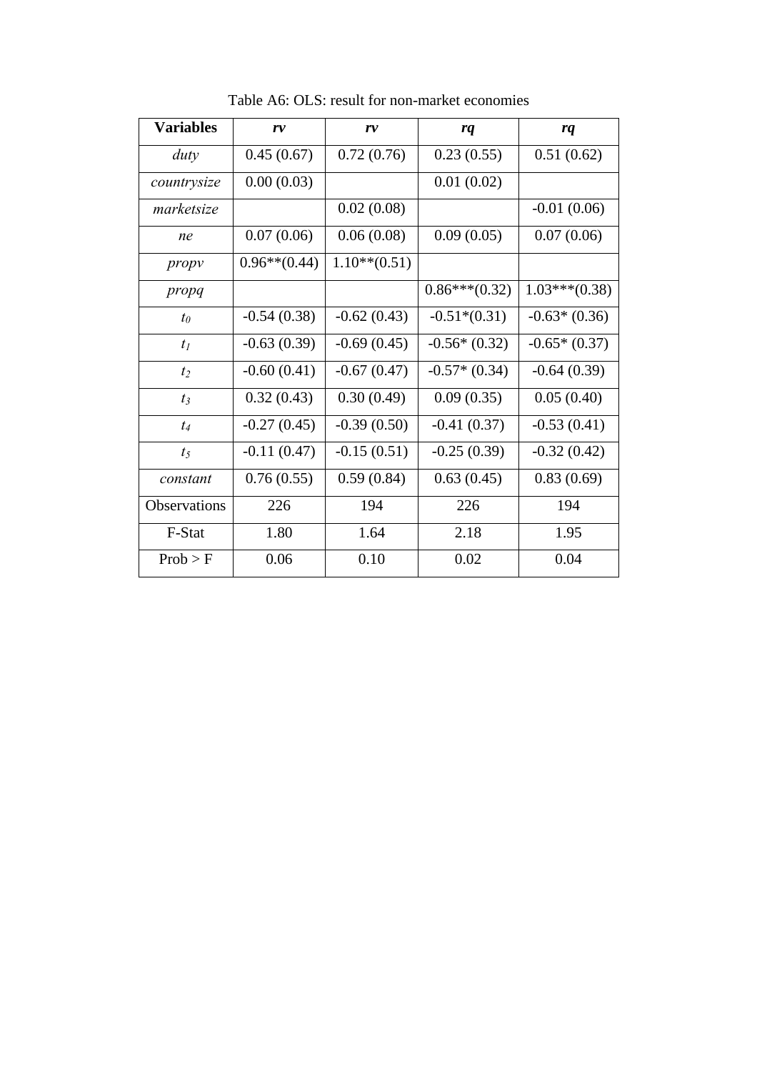Table A6: OLS: result for non-market economies

| **Variables** | ***rv*** | ***rv*** | ***rq*** | ***rq*** |
|---|---|---|---|---|
| *duty* | 0.45 (0.67) | 0.72 (0.76) | 0.23 (0.55) | 0.51 (0.62) |
| *countrysize* | 0.00 (0.03) | | 0.01 (0.02) | |
| *marketsize* | | 0.02 (0.08) | | -0.01 (0.06) |
| *ne* | 0.07 (0.06) | 0.06 (0.08) | 0.09 (0.05) | 0.07 (0.06) |
| *propv* | 0.96**(0.44) | 1.10**(0.51) | | |
| *propq* | | | 0.86***(0.32) | 1.03***(0.38) |
| $t_0$ | -0.54 (0.38) | -0.62 (0.43) | -0.51*(0.31) | -0.63* (0.36) |
| $t_1$ | -0.63 (0.39) | -0.69 (0.45) | -0.56* (0.32) | -0.65* (0.37) |
| $t_2$ | -0.60 (0.41) | -0.67 (0.47) | -0.57* (0.34) | -0.64 (0.39) |
| $t_3$ | 0.32 (0.43) | 0.30 (0.49) | 0.09 (0.35) | 0.05 (0.40) |
| $t_4$ | -0.27 (0.45) | -0.39 (0.50) | -0.41 (0.37) | -0.53 (0.41) |
| $t_5$ | -0.11 (0.47) | -0.15 (0.51) | -0.25 (0.39) | -0.32 (0.42) |
| *constant* | 0.76 (0.55) | 0.59 (0.84) | 0.63 (0.45) | 0.83 (0.69) |
| Observations | 226 | 194 | 226 | 194 |
| F-Stat | 1.80 | 1.64 | 2.18 | 1.95 |
| Prob > F | 0.06 | 0.10 | 0.02 | 0.04 |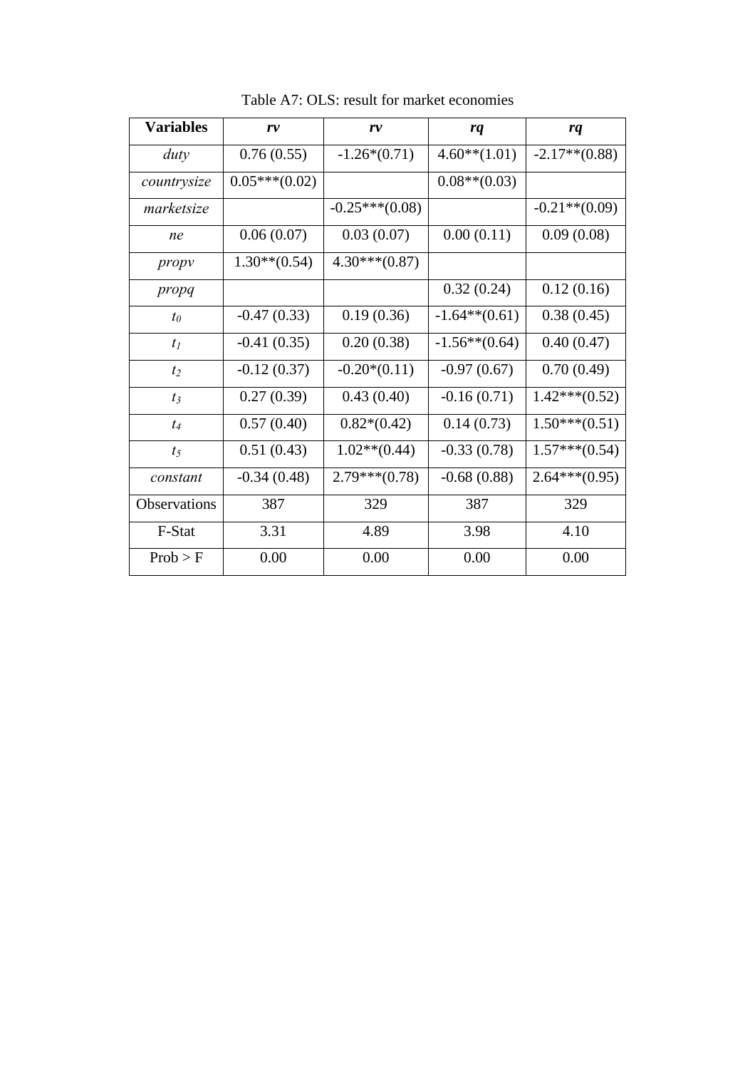Table A7: OLS: result for market economies

| **Variables** | ***rv*** | ***rv*** | ***rq*** | ***rq*** |
|---|---|---|---|---|
| *duty* | 0.76 (0.55) | -1.26*(0.71) | 4.60**(1.01) | -2.17**(0.88) |
| *countrysize* | 0.05***(0.02) | | 0.08**(0.03) | |
| *marketsize* | | -0.25***(0.08) | | -0.21**(0.09) |
| *ne* | 0.06 (0.07) | 0.03 (0.07) | 0.00 (0.11) | 0.09 (0.08) |
| *propv* | 1.30**(0.54) | 4.30***(0.87) | | |
| *propq* | | | 0.32 (0.24) | 0.12 (0.16) |
| $t_0$ | -0.47 (0.33) | 0.19 (0.36) | -1.64**(0.61) | 0.38 (0.45) |
| $t_1$ | -0.41 (0.35) | 0.20 (0.38) | -1.56**(0.64) | 0.40 (0.47) |
| $t_2$ | -0.12 (0.37) | -0.20*(0.11) | -0.97 (0.67) | 0.70 (0.49) |
| $t_3$ | 0.27 (0.39) | 0.43 (0.40) | -0.16 (0.71) | 1.42***(0.52) |
| $t_4$ | 0.57 (0.40) | 0.82*(0.42) | 0.14 (0.73) | 1.50***(0.51) |
| $t_5$ | 0.51 (0.43) | 1.02**(0.44) | -0.33 (0.78) | 1.57***(0.54) |
| *constant* | -0.34 (0.48) | 2.79***(0.78) | -0.68 (0.88) | 2.64***(0.95) |
| Observations | 387 | 329 | 387 | 329 |
| F-Stat | 3.31 | 4.89 | 3.98 | 4.10 |
| Prob > F | 0.00 | 0.00 | 0.00 | 0.00 |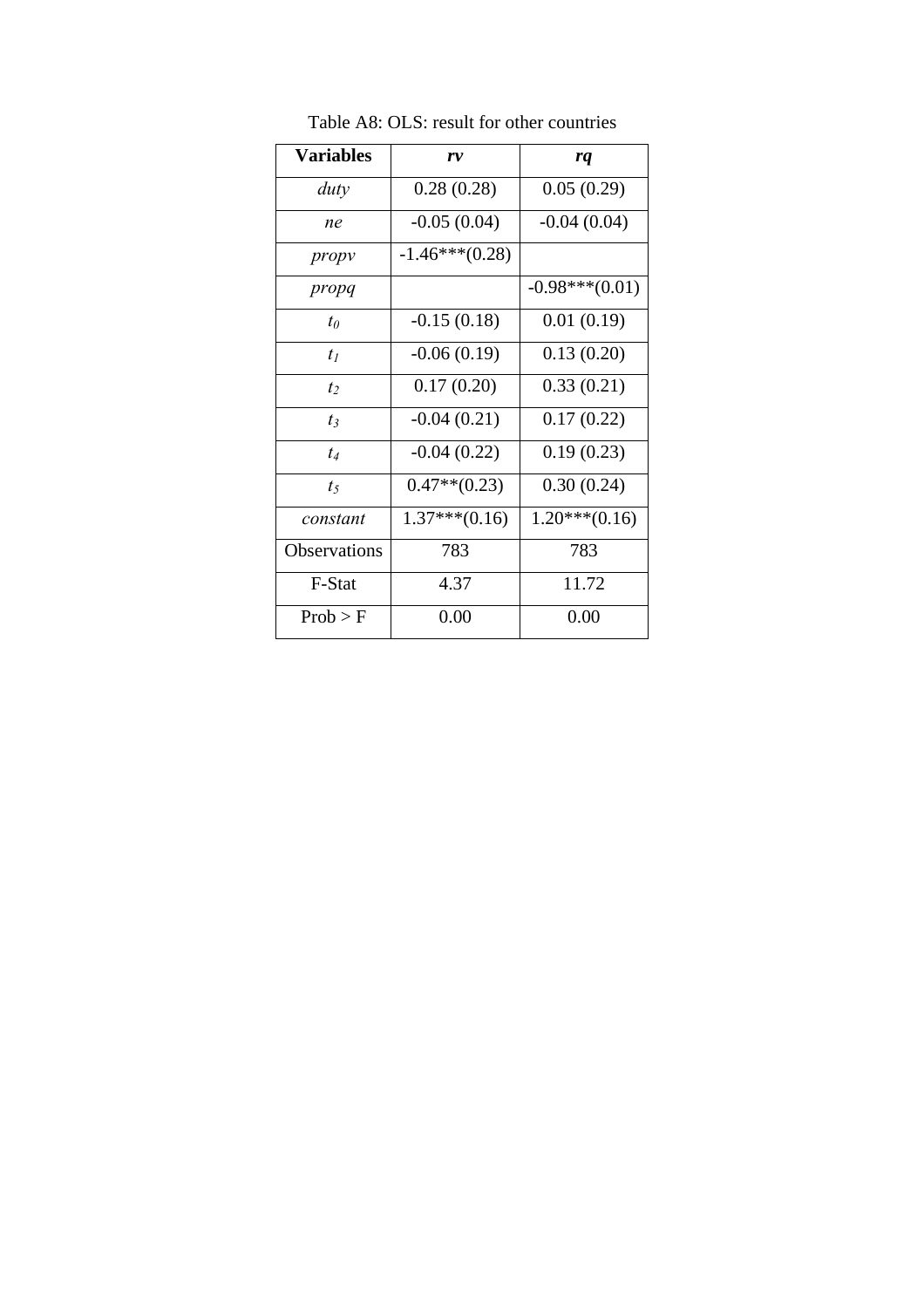Table A8: OLS: result for other countries

| **Variables** | ***rv*** | ***rq*** |
|---|---|---|
| *duty* | 0.28 (0.28) | 0.05 (0.29) |
| *ne* | -0.05 (0.04) | -0.04 (0.04) |
| *propv* | -1.46***(0.28) | |
| *propq* | | -0.98***(0.01) |
| $t_0$ | -0.15 (0.18) | 0.01 (0.19) |
| $t_1$ | -0.06 (0.19) | 0.13 (0.20) |
| $t_2$ | 0.17 (0.20) | 0.33 (0.21) |
| $t_3$ | -0.04 (0.21) | 0.17 (0.22) |
| $t_4$ | -0.04 (0.22) | 0.19 (0.23) |
| $t_5$ | 0.47**(0.23) | 0.30 (0.24) |
| *constant* | 1.37***(0.16) | 1.20***(0.16) |
| Observations | 783 | 783 |
| F-Stat | 4.37 | 11.72 |
| Prob > F | 0.00 | 0.00 |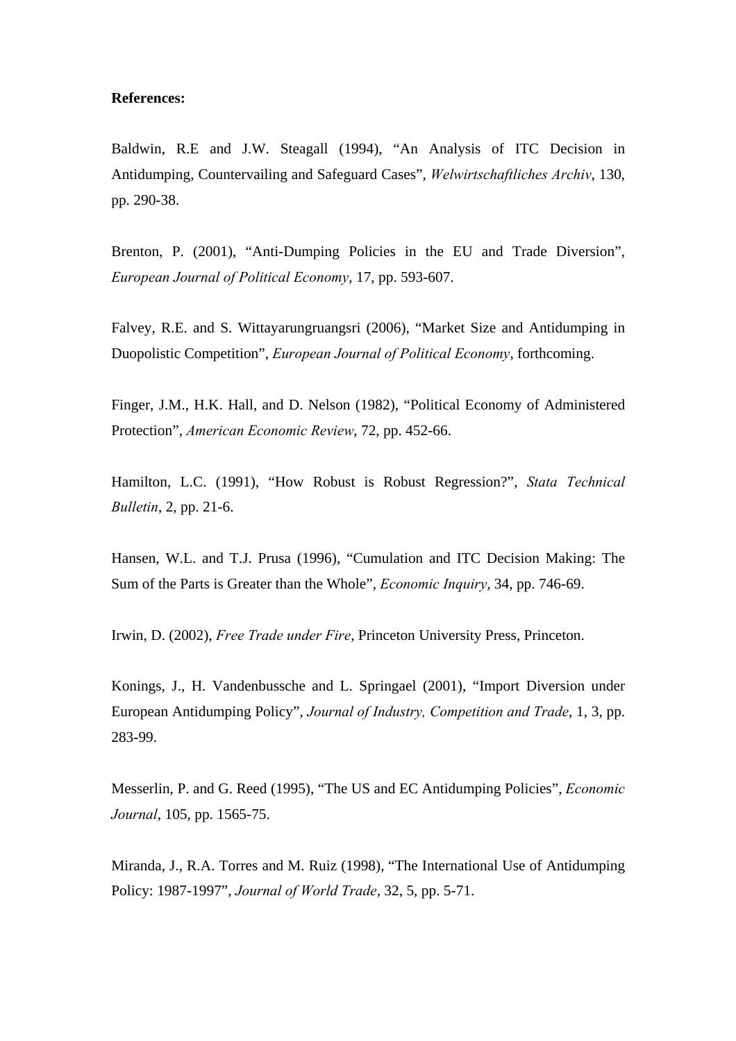**References:**

Baldwin, R.E and J.W. Steagall (1994), "An Analysis of ITC Decision in Antidumping, Countervailing and Safeguard Cases", *Welwirtschaftliches Archiv*, 130, pp. 290-38.

Brenton, P. (2001), "Anti-Dumping Policies in the EU and Trade Diversion", *European Journal of Political Economy*, 17, pp. 593-607.

Falvey, R.E. and S. Wittayarungruangsri (2006), "Market Size and Antidumping in Duopolistic Competition", *European Journal of Political Economy*, forthcoming.

Finger, J.M., H.K. Hall, and D. Nelson (1982), "Political Economy of Administered Protection", *American Economic Review*, 72, pp. 452-66.

Hamilton, L.C. (1991), "How Robust is Robust Regression?", *Stata Technical Bulletin*, 2, pp. 21-6.

Hansen, W.L. and T.J. Prusa (1996), "Cumulation and ITC Decision Making: The Sum of the Parts is Greater than the Whole", *Economic Inquiry*, 34, pp. 746-69.

Irwin, D. (2002), *Free Trade under Fire*, Princeton University Press, Princeton.

Konings, J., H. Vandenbussche and L. Springael (2001), "Import Diversion under European Antidumping Policy", *Journal of Industry, Competition and Trade*, 1, 3, pp. 283-99.

Messerlin, P. and G. Reed (1995), "The US and EC Antidumping Policies", *Economic Journal*, 105, pp. 1565-75.

Miranda, J., R.A. Torres and M. Ruiz (1998), "The International Use of Antidumping Policy: 1987-1997", *Journal of World Trade*, 32, 5, pp. 5-71.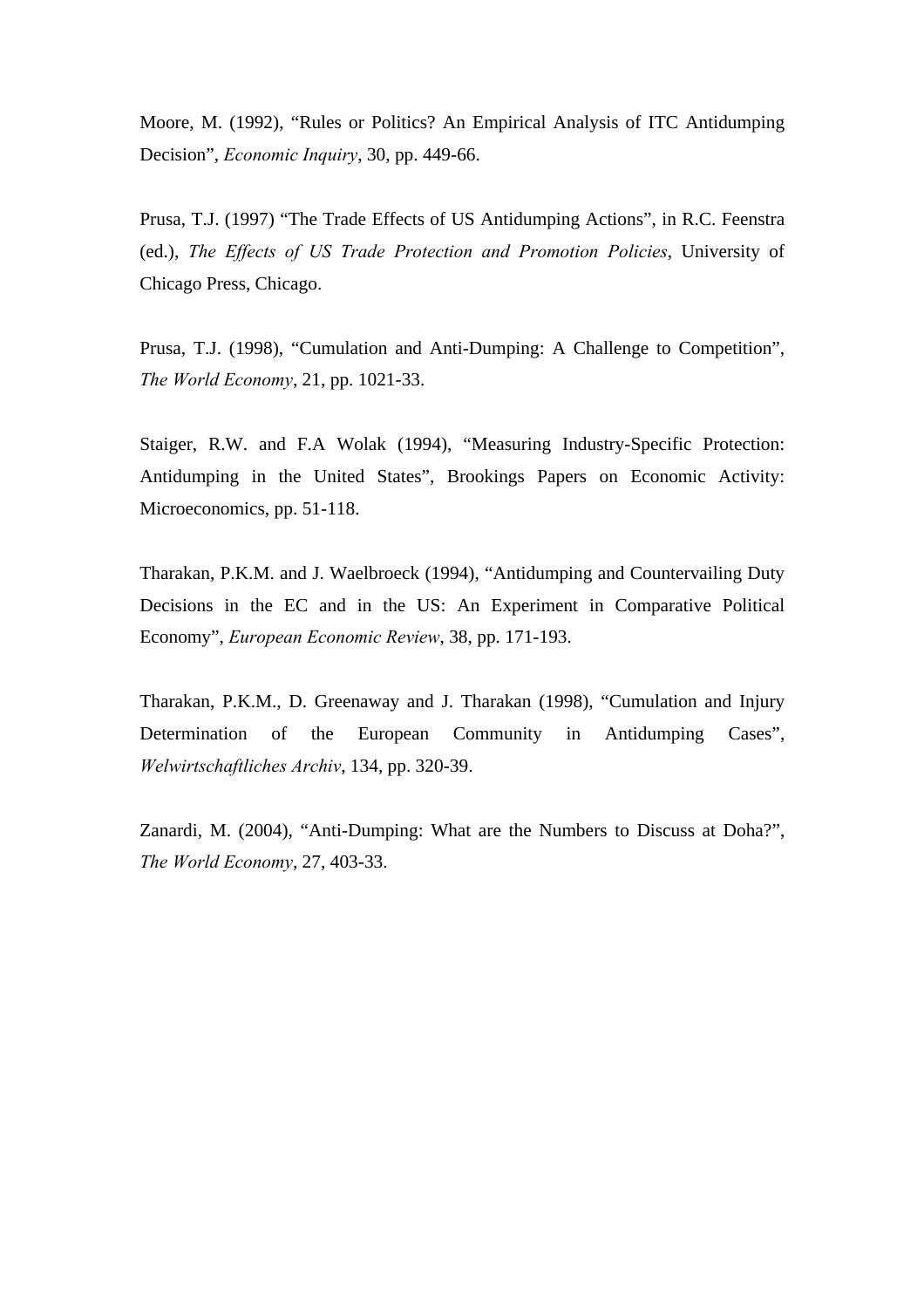Moore, M. (1992), “Rules or Politics? An Empirical Analysis of ITC Antidumping Decision”, *Economic Inquiry*, 30, pp. 449-66.

Prusa, T.J. (1997) “The Trade Effects of US Antidumping Actions”, in R.C. Feenstra (ed.), *The Effects of US Trade Protection and Promotion Policies*, University of Chicago Press, Chicago.

Prusa, T.J. (1998), “Cumulation and Anti-Dumping: A Challenge to Competition”, *The World Economy*, 21, pp. 1021-33.

Staiger, R.W. and F.A Wolak (1994), “Measuring Industry-Specific Protection: Antidumping in the United States”, Brookings Papers on Economic Activity: Microeconomics, pp. 51-118.

Tharakan, P.K.M. and J. Waelbroeck (1994), “Antidumping and Countervailing Duty Decisions in the EC and in the US: An Experiment in Comparative Political Economy”, *European Economic Review*, 38, pp. 171-193.

Tharakan, P.K.M., D. Greenaway and J. Tharakan (1998), “Cumulation and Injury Determination of the European Community in Antidumping Cases”, *Welwirtschaftliches Archiv*, 134, pp. 320-39.

Zanardi, M. (2004), “Anti-Dumping: What are the Numbers to Discuss at Doha?”, *The World Economy*, 27, 403-33.